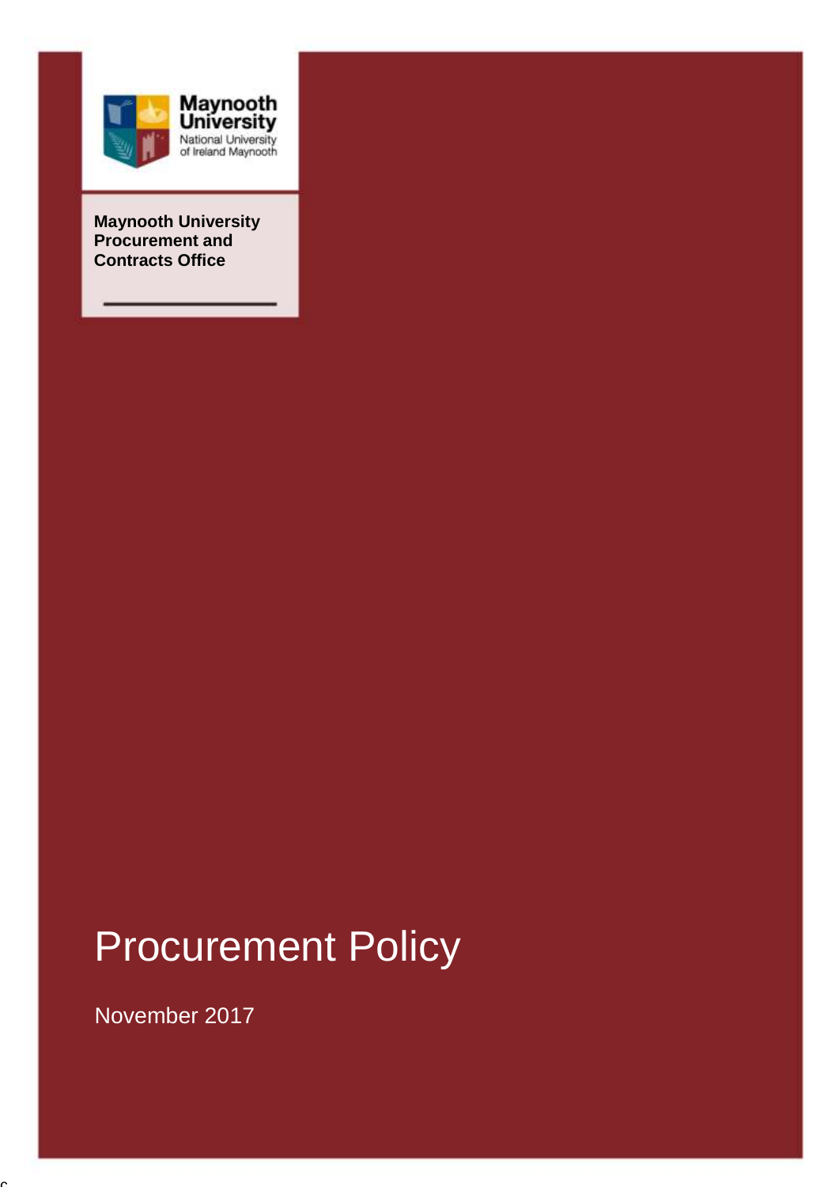Maynooth University
National University of Ireland Maynooth

**Maynooth University Procurement and Contracts Office**

# Procurement Policy

November 2017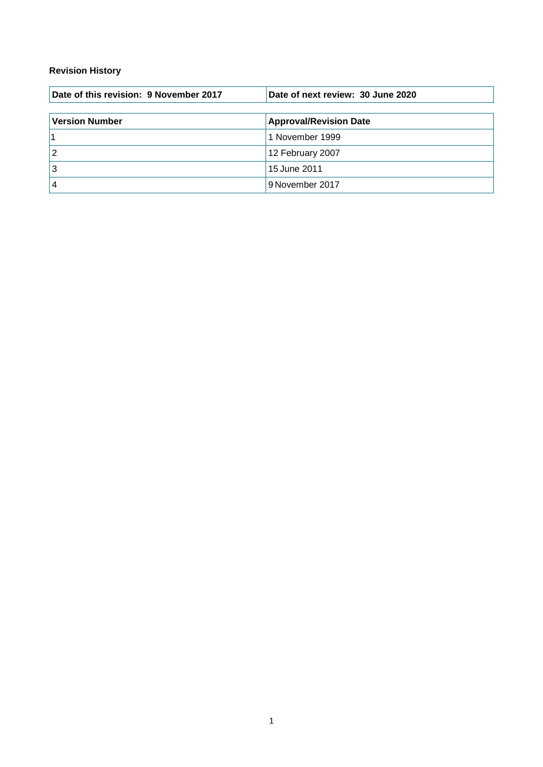**Revision History**

| **Date of this revision: 9 November 2017** | **Date of next review: 30 June 2020** |
|---|---|

| **Version Number** | **Approval/Revision Date** |
|---|---|
| 1 | 1 November 1999 |
| 2 | 12 February 2007 |
| 3 | 15 June 2011 |
| 4 | 9 November 2017 |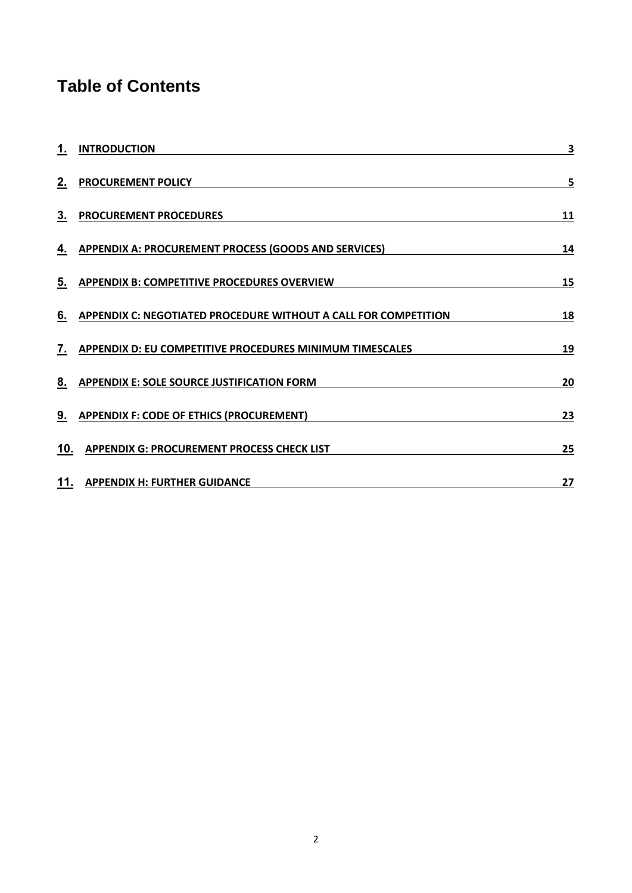# Table of Contents

| | | |
|---|---|---|
| 1. | INTRODUCTION | 3 |
| 2. | PROCUREMENT POLICY | 5 |
| 3. | PROCUREMENT PROCEDURES | 11 |
| 4. | APPENDIX A: PROCUREMENT PROCESS (GOODS AND SERVICES) | 14 |
| 5. | APPENDIX B: COMPETITIVE PROCEDURES OVERVIEW | 15 |
| 6. | APPENDIX C: NEGOTIATED PROCEDURE WITHOUT A CALL FOR COMPETITION | 18 |
| 7. | APPENDIX D: EU COMPETITIVE PROCEDURES MINIMUM TIMESCALES | 19 |
| 8. | APPENDIX E: SOLE SOURCE JUSTIFICATION FORM | 20 |
| 9. | APPENDIX F: CODE OF ETHICS (PROCUREMENT) | 23 |
| 10. | APPENDIX G: PROCUREMENT PROCESS CHECK LIST | 25 |
| 11. | APPENDIX H: FURTHER GUIDANCE | 27 |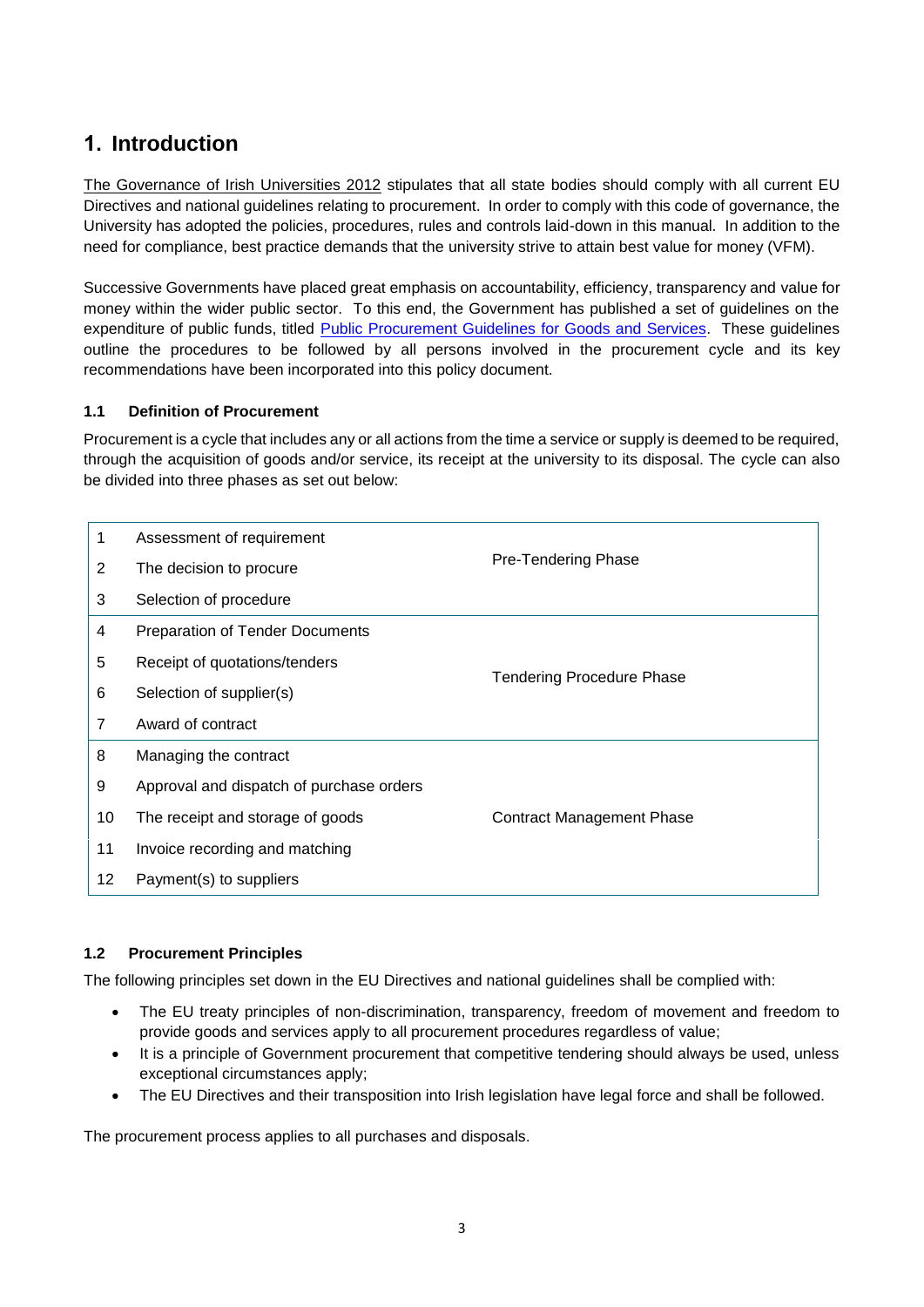# 1. Introduction

The Governance of Irish Universities 2012 stipulates that all state bodies should comply with all current EU Directives and national guidelines relating to procurement. In order to comply with this code of governance, the University has adopted the policies, procedures, rules and controls laid-down in this manual. In addition to the need for compliance, best practice demands that the university strive to attain best value for money (VFM).

Successive Governments have placed great emphasis on accountability, efficiency, transparency and value for money within the wider public sector. To this end, the Government has published a set of guidelines on the expenditure of public funds, titled Public Procurement Guidelines for Goods and Services. These guidelines outline the procedures to be followed by all persons involved in the procurement cycle and its key recommendations have been incorporated into this policy document.

### 1.1 Definition of Procurement

Procurement is a cycle that includes any or all actions from the time a service or supply is deemed to be required, through the acquisition of goods and/or service, its receipt at the university to its disposal. The cycle can also be divided into three phases as set out below:

| | | |
|---|---|---|
| 1 | Assessment of requirement | Pre-Tendering Phase |
| 2 | The decision to procure | |
| 3 | Selection of procedure | |
| 4 | Preparation of Tender Documents | Tendering Procedure Phase |
| 5 | Receipt of quotations/tenders | |
| 6 | Selection of supplier(s) | |
| 7 | Award of contract | |
| 8 | Managing the contract | Contract Management Phase |
| 9 | Approval and dispatch of purchase orders | |
| 10 | The receipt and storage of goods | |
| 11 | Invoice recording and matching | |
| 12 | Payment(s) to suppliers | |

### 1.2 Procurement Principles

The following principles set down in the EU Directives and national guidelines shall be complied with:

- The EU treaty principles of non-discrimination, transparency, freedom of movement and freedom to provide goods and services apply to all procurement procedures regardless of value;
- It is a principle of Government procurement that competitive tendering should always be used, unless exceptional circumstances apply;
- The EU Directives and their transposition into Irish legislation have legal force and shall be followed.

The procurement process applies to all purchases and disposals.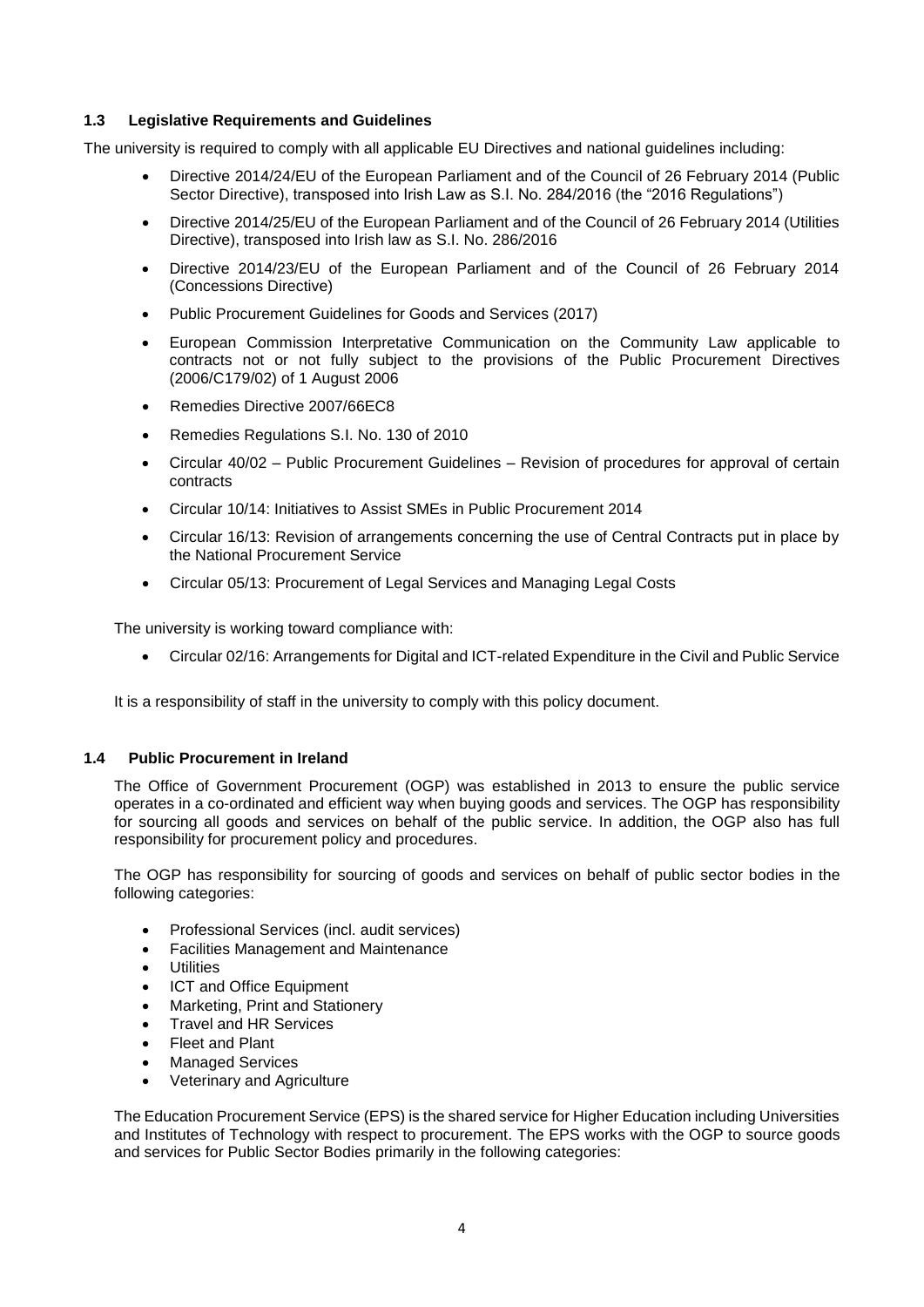### 1.3 Legislative Requirements and Guidelines

The university is required to comply with all applicable EU Directives and national guidelines including:

- Directive 2014/24/EU of the European Parliament and of the Council of 26 February 2014 (Public Sector Directive), transposed into Irish Law as S.I. No. 284/2016 (the "2016 Regulations")
- Directive 2014/25/EU of the European Parliament and of the Council of 26 February 2014 (Utilities Directive), transposed into Irish law as S.I. No. 286/2016
- Directive 2014/23/EU of the European Parliament and of the Council of 26 February 2014 (Concessions Directive)
- Public Procurement Guidelines for Goods and Services (2017)
- European Commission Interpretative Communication on the Community Law applicable to contracts not or not fully subject to the provisions of the Public Procurement Directives (2006/C179/02) of 1 August 2006
- Remedies Directive 2007/66EC8
- Remedies Regulations S.I. No. 130 of 2010
- Circular 40/02 – Public Procurement Guidelines – Revision of procedures for approval of certain contracts
- Circular 10/14: Initiatives to Assist SMEs in Public Procurement 2014
- Circular 16/13: Revision of arrangements concerning the use of Central Contracts put in place by the National Procurement Service
- Circular 05/13: Procurement of Legal Services and Managing Legal Costs

The university is working toward compliance with:

- Circular 02/16: Arrangements for Digital and ICT-related Expenditure in the Civil and Public Service

It is a responsibility of staff in the university to comply with this policy document.

### 1.4 Public Procurement in Ireland

The Office of Government Procurement (OGP) was established in 2013 to ensure the public service operates in a co-ordinated and efficient way when buying goods and services. The OGP has responsibility for sourcing all goods and services on behalf of the public service. In addition, the OGP also has full responsibility for procurement policy and procedures.

The OGP has responsibility for sourcing of goods and services on behalf of public sector bodies in the following categories:

- Professional Services (incl. audit services)
- Facilities Management and Maintenance
- Utilities
- ICT and Office Equipment
- Marketing, Print and Stationery
- Travel and HR Services
- Fleet and Plant
- Managed Services
- Veterinary and Agriculture

The Education Procurement Service (EPS) is the shared service for Higher Education including Universities and Institutes of Technology with respect to procurement. The EPS works with the OGP to source goods and services for Public Sector Bodies primarily in the following categories: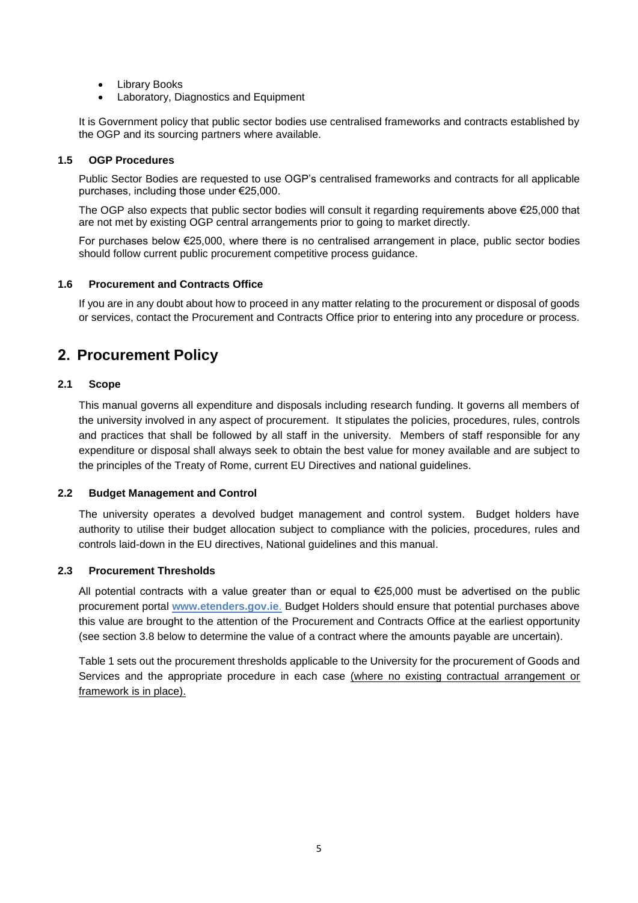- Library Books
- Laboratory, Diagnostics and Equipment

It is Government policy that public sector bodies use centralised frameworks and contracts established by the OGP and its sourcing partners where available.

### 1.5 OGP Procedures

Public Sector Bodies are requested to use OGP's centralised frameworks and contracts for all applicable purchases, including those under €25,000.

The OGP also expects that public sector bodies will consult it regarding requirements above €25,000 that are not met by existing OGP central arrangements prior to going to market directly.

For purchases below €25,000, where there is no centralised arrangement in place, public sector bodies should follow current public procurement competitive process guidance.

### 1.6 Procurement and Contracts Office

If you are in any doubt about how to proceed in any matter relating to the procurement or disposal of goods or services, contact the Procurement and Contracts Office prior to entering into any procedure or process.

## 2. Procurement Policy

### 2.1 Scope

This manual governs all expenditure and disposals including research funding. It governs all members of the university involved in any aspect of procurement. It stipulates the policies, procedures, rules, controls and practices that shall be followed by all staff in the university. Members of staff responsible for any expenditure or disposal shall always seek to obtain the best value for money available and are subject to the principles of the Treaty of Rome, current EU Directives and national guidelines.

### 2.2 Budget Management and Control

The university operates a devolved budget management and control system. Budget holders have authority to utilise their budget allocation subject to compliance with the policies, procedures, rules and controls laid-down in the EU directives, National guidelines and this manual.

### 2.3 Procurement Thresholds

All potential contracts with a value greater than or equal to €25,000 must be advertised on the public procurement portal **www.etenders.gov.ie**. Budget Holders should ensure that potential purchases above this value are brought to the attention of the Procurement and Contracts Office at the earliest opportunity (see section 3.8 below to determine the value of a contract where the amounts payable are uncertain).

Table 1 sets out the procurement thresholds applicable to the University for the procurement of Goods and Services and the appropriate procedure in each case (where no existing contractual arrangement or framework is in place).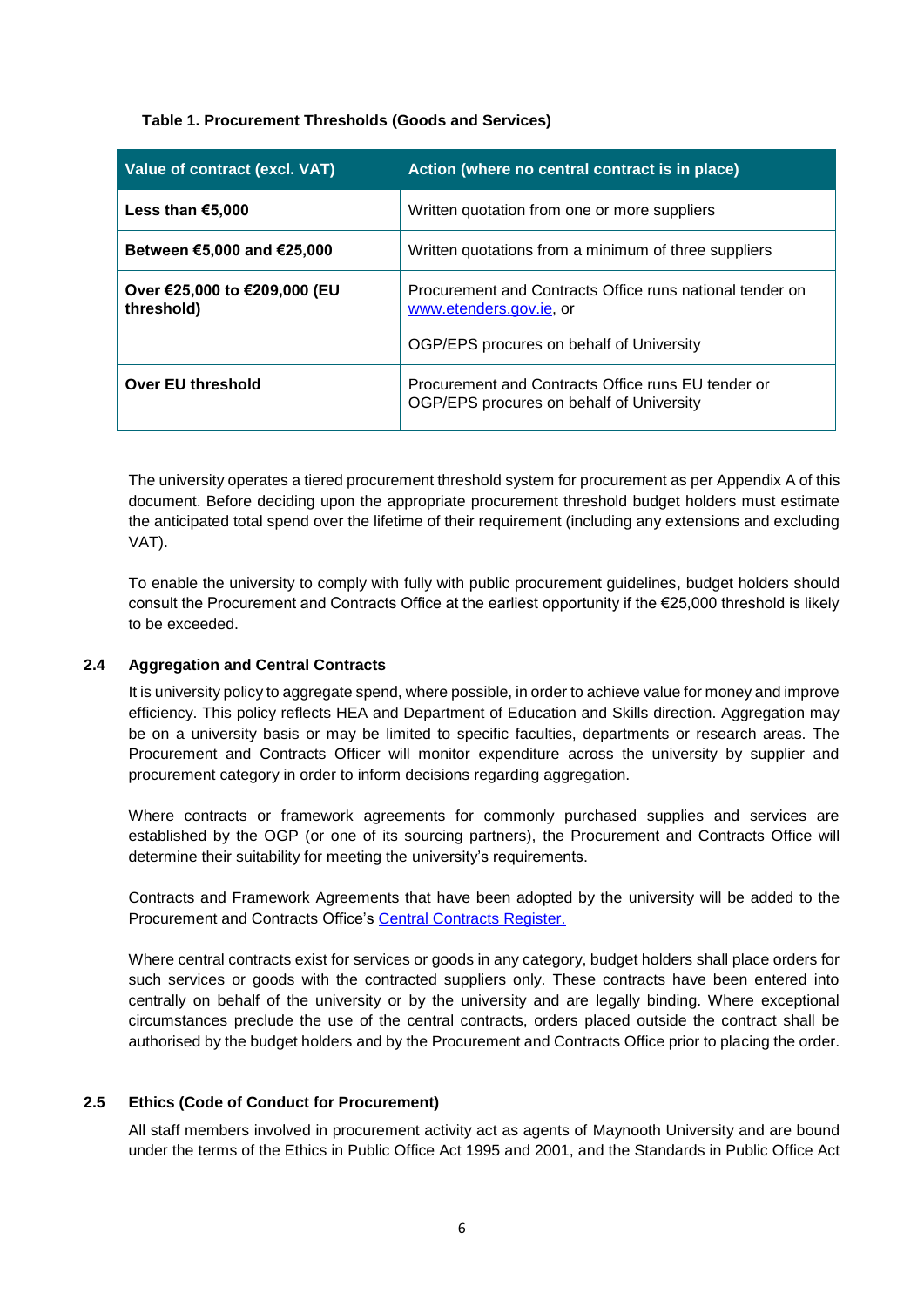**Table 1. Procurement Thresholds (Goods and Services)**

| Value of contract (excl. VAT) | Action (where no central contract is in place) |
| --- | --- |
| **Less than €5,000** | Written quotation from one or more suppliers |
| **Between €5,000 and €25,000** | Written quotations from a minimum of three suppliers |
| **Over €25,000 to €209,000 (EU threshold)** | Procurement and Contracts Office runs national tender on [www.etenders.gov.ie](www.etenders.gov.ie), or<br><br>OGP/EPS procures on behalf of University |
| **Over EU threshold** | Procurement and Contracts Office runs EU tender or OGP/EPS procures on behalf of University |

The university operates a tiered procurement threshold system for procurement as per Appendix A of this document. Before deciding upon the appropriate procurement threshold budget holders must estimate the anticipated total spend over the lifetime of their requirement (including any extensions and excluding VAT).

To enable the university to comply with fully with public procurement guidelines, budget holders should consult the Procurement and Contracts Office at the earliest opportunity if the €25,000 threshold is likely to be exceeded.

## 2.4 Aggregation and Central Contracts

It is university policy to aggregate spend, where possible, in order to achieve value for money and improve efficiency. This policy reflects HEA and Department of Education and Skills direction. Aggregation may be on a university basis or may be limited to specific faculties, departments or research areas. The Procurement and Contracts Officer will monitor expenditure across the university by supplier and procurement category in order to inform decisions regarding aggregation.

Where contracts or framework agreements for commonly purchased supplies and services are established by the OGP (or one of its sourcing partners), the Procurement and Contracts Office will determine their suitability for meeting the university's requirements.

Contracts and Framework Agreements that have been adopted by the university will be added to the Procurement and Contracts Office's Central Contracts Register.

Where central contracts exist for services or goods in any category, budget holders shall place orders for such services or goods with the contracted suppliers only. These contracts have been entered into centrally on behalf of the university or by the university and are legally binding. Where exceptional circumstances preclude the use of the central contracts, orders placed outside the contract shall be authorised by the budget holders and by the Procurement and Contracts Office prior to placing the order.

## 2.5 Ethics (Code of Conduct for Procurement)

All staff members involved in procurement activity act as agents of Maynooth University and are bound under the terms of the Ethics in Public Office Act 1995 and 2001, and the Standards in Public Office Act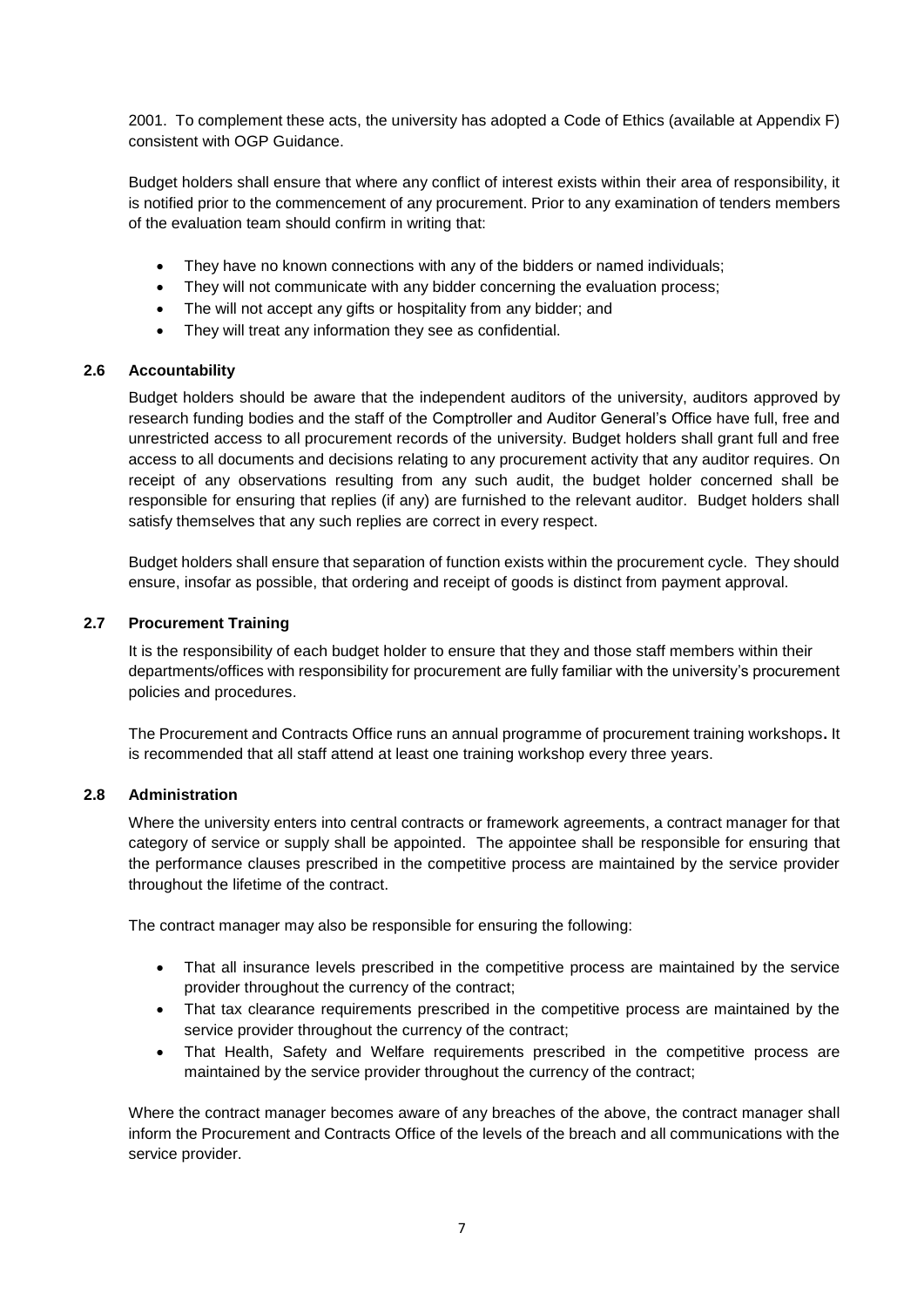2001. To complement these acts, the university has adopted a Code of Ethics (available at Appendix F) consistent with OGP Guidance.

Budget holders shall ensure that where any conflict of interest exists within their area of responsibility, it is notified prior to the commencement of any procurement. Prior to any examination of tenders members of the evaluation team should confirm in writing that:

- They have no known connections with any of the bidders or named individuals;
- They will not communicate with any bidder concerning the evaluation process;
- The will not accept any gifts or hospitality from any bidder; and
- They will treat any information they see as confidential.

### 2.6 Accountability

Budget holders should be aware that the independent auditors of the university, auditors approved by research funding bodies and the staff of the Comptroller and Auditor General's Office have full, free and unrestricted access to all procurement records of the university. Budget holders shall grant full and free access to all documents and decisions relating to any procurement activity that any auditor requires. On receipt of any observations resulting from any such audit, the budget holder concerned shall be responsible for ensuring that replies (if any) are furnished to the relevant auditor. Budget holders shall satisfy themselves that any such replies are correct in every respect.

Budget holders shall ensure that separation of function exists within the procurement cycle. They should ensure, insofar as possible, that ordering and receipt of goods is distinct from payment approval.

### 2.7 Procurement Training

It is the responsibility of each budget holder to ensure that they and those staff members within their departments/offices with responsibility for procurement are fully familiar with the university's procurement policies and procedures.

The Procurement and Contracts Office runs an annual programme of procurement training workshops**.** It is recommended that all staff attend at least one training workshop every three years.

### 2.8 Administration

Where the university enters into central contracts or framework agreements, a contract manager for that category of service or supply shall be appointed. The appointee shall be responsible for ensuring that the performance clauses prescribed in the competitive process are maintained by the service provider throughout the lifetime of the contract.

The contract manager may also be responsible for ensuring the following:

- That all insurance levels prescribed in the competitive process are maintained by the service provider throughout the currency of the contract;
- That tax clearance requirements prescribed in the competitive process are maintained by the service provider throughout the currency of the contract;
- That Health, Safety and Welfare requirements prescribed in the competitive process are maintained by the service provider throughout the currency of the contract;

Where the contract manager becomes aware of any breaches of the above, the contract manager shall inform the Procurement and Contracts Office of the levels of the breach and all communications with the service provider.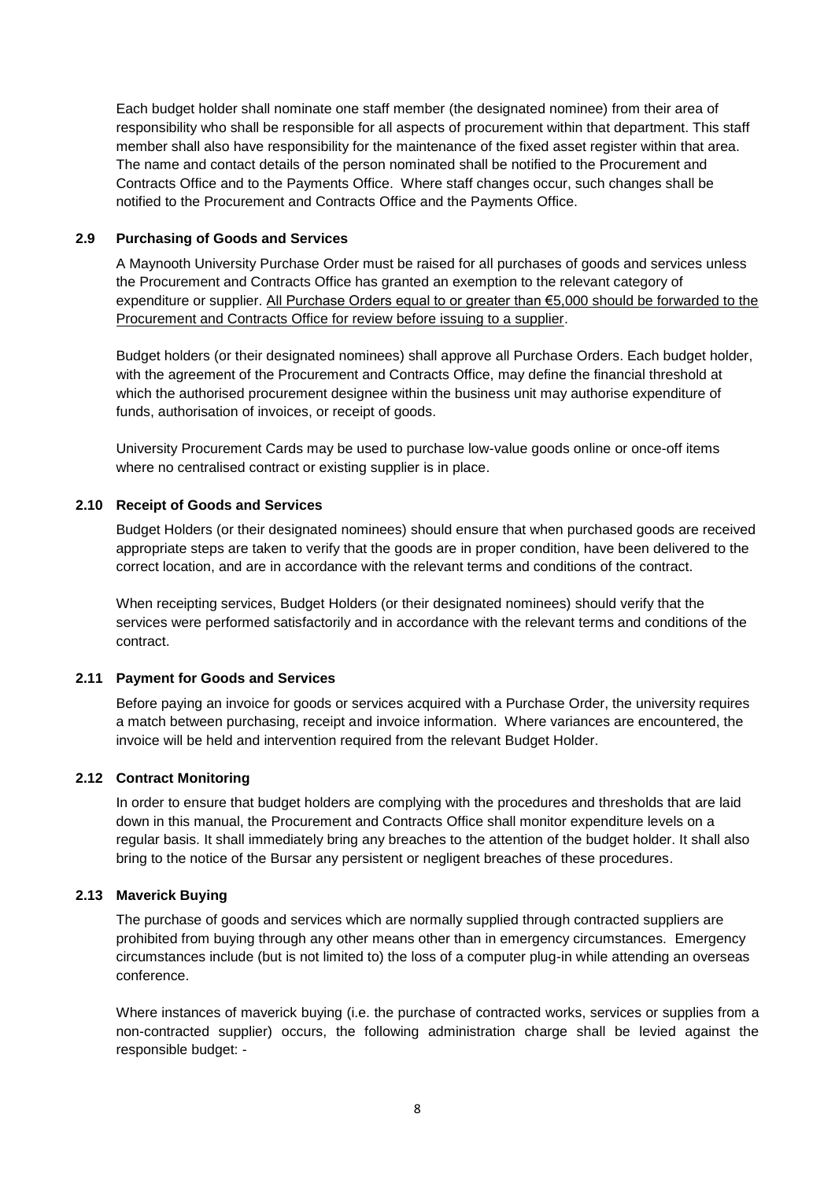Each budget holder shall nominate one staff member (the designated nominee) from their area of responsibility who shall be responsible for all aspects of procurement within that department. This staff member shall also have responsibility for the maintenance of the fixed asset register within that area. The name and contact details of the person nominated shall be notified to the Procurement and Contracts Office and to the Payments Office. Where staff changes occur, such changes shall be notified to the Procurement and Contracts Office and the Payments Office.

### 2.9 Purchasing of Goods and Services

A Maynooth University Purchase Order must be raised for all purchases of goods and services unless the Procurement and Contracts Office has granted an exemption to the relevant category of expenditure or supplier. <u>All Purchase Orders equal to or greater than €5,000 should be forwarded to the Procurement and Contracts Office for review before issuing to a supplier</u>.

Budget holders (or their designated nominees) shall approve all Purchase Orders. Each budget holder, with the agreement of the Procurement and Contracts Office, may define the financial threshold at which the authorised procurement designee within the business unit may authorise expenditure of funds, authorisation of invoices, or receipt of goods.

University Procurement Cards may be used to purchase low-value goods online or once-off items where no centralised contract or existing supplier is in place.

### 2.10 Receipt of Goods and Services

Budget Holders (or their designated nominees) should ensure that when purchased goods are received appropriate steps are taken to verify that the goods are in proper condition, have been delivered to the correct location, and are in accordance with the relevant terms and conditions of the contract.

When receipting services, Budget Holders (or their designated nominees) should verify that the services were performed satisfactorily and in accordance with the relevant terms and conditions of the contract.

### 2.11 Payment for Goods and Services

Before paying an invoice for goods or services acquired with a Purchase Order, the university requires a match between purchasing, receipt and invoice information. Where variances are encountered, the invoice will be held and intervention required from the relevant Budget Holder.

### 2.12 Contract Monitoring

In order to ensure that budget holders are complying with the procedures and thresholds that are laid down in this manual, the Procurement and Contracts Office shall monitor expenditure levels on a regular basis. It shall immediately bring any breaches to the attention of the budget holder. It shall also bring to the notice of the Bursar any persistent or negligent breaches of these procedures.

### 2.13 Maverick Buying

The purchase of goods and services which are normally supplied through contracted suppliers are prohibited from buying through any other means other than in emergency circumstances. Emergency circumstances include (but is not limited to) the loss of a computer plug-in while attending an overseas conference.

Where instances of maverick buying (i.e. the purchase of contracted works, services or supplies from a non-contracted supplier) occurs, the following administration charge shall be levied against the responsible budget: -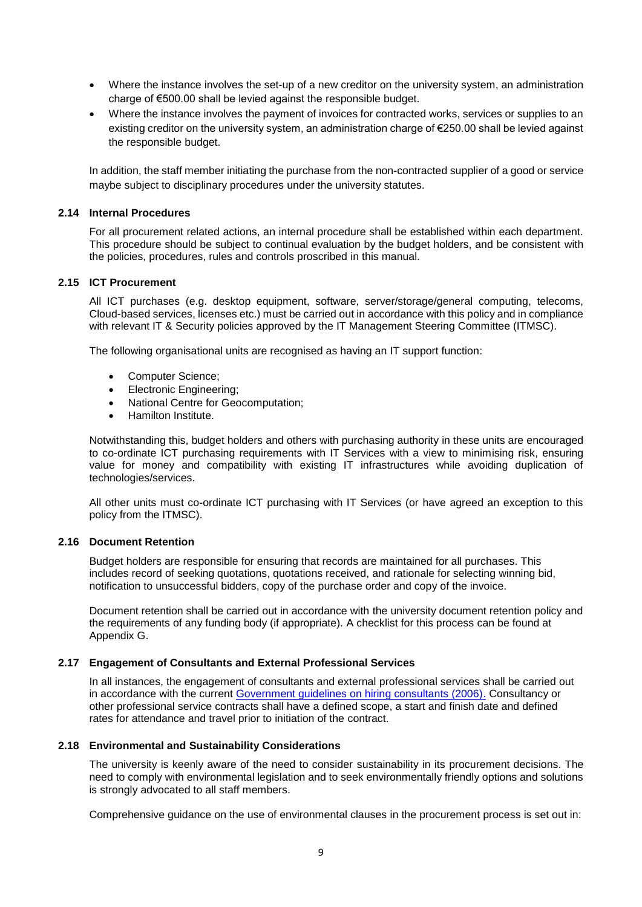- Where the instance involves the set-up of a new creditor on the university system, an administration charge of €500.00 shall be levied against the responsible budget.
- Where the instance involves the payment of invoices for contracted works, services or supplies to an existing creditor on the university system, an administration charge of €250.00 shall be levied against the responsible budget.

In addition, the staff member initiating the purchase from the non-contracted supplier of a good or service maybe subject to disciplinary procedures under the university statutes.

### 2.14 Internal Procedures

For all procurement related actions, an internal procedure shall be established within each department. This procedure should be subject to continual evaluation by the budget holders, and be consistent with the policies, procedures, rules and controls proscribed in this manual.

### 2.15 ICT Procurement

All ICT purchases (e.g. desktop equipment, software, server/storage/general computing, telecoms, Cloud-based services, licenses etc.) must be carried out in accordance with this policy and in compliance with relevant IT & Security policies approved by the IT Management Steering Committee (ITMSC).

The following organisational units are recognised as having an IT support function:

- Computer Science;
- Electronic Engineering;
- National Centre for Geocomputation;
- Hamilton Institute.

Notwithstanding this, budget holders and others with purchasing authority in these units are encouraged to co-ordinate ICT purchasing requirements with IT Services with a view to minimising risk, ensuring value for money and compatibility with existing IT infrastructures while avoiding duplication of technologies/services.

All other units must co-ordinate ICT purchasing with IT Services (or have agreed an exception to this policy from the ITMSC).

### 2.16 Document Retention

Budget holders are responsible for ensuring that records are maintained for all purchases. This includes record of seeking quotations, quotations received, and rationale for selecting winning bid, notification to unsuccessful bidders, copy of the purchase order and copy of the invoice.

Document retention shall be carried out in accordance with the university document retention policy and the requirements of any funding body (if appropriate). A checklist for this process can be found at Appendix G.

### 2.17 Engagement of Consultants and External Professional Services

In all instances, the engagement of consultants and external professional services shall be carried out in accordance with the current Government guidelines on hiring consultants (2006). Consultancy or other professional service contracts shall have a defined scope, a start and finish date and defined rates for attendance and travel prior to initiation of the contract.

### 2.18 Environmental and Sustainability Considerations

The university is keenly aware of the need to consider sustainability in its procurement decisions. The need to comply with environmental legislation and to seek environmentally friendly options and solutions is strongly advocated to all staff members.

Comprehensive guidance on the use of environmental clauses in the procurement process is set out in: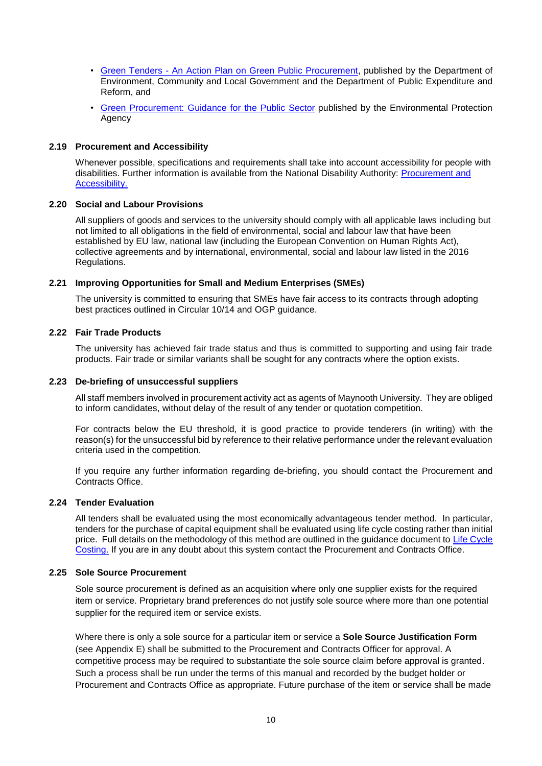- [Green Tenders - An Action Plan on Green Public Procurement](), published by the Department of Environment, Community and Local Government and the Department of Public Expenditure and Reform, and
- [Green Procurement: Guidance for the Public Sector]() published by the Environmental Protection Agency

### 2.19 Procurement and Accessibility

Whenever possible, specifications and requirements shall take into account accessibility for people with disabilities. Further information is available from the National Disability Authority: [Procurement and Accessibility.]()

### 2.20 Social and Labour Provisions

All suppliers of goods and services to the university should comply with all applicable laws including but not limited to all obligations in the field of environmental, social and labour law that have been established by EU law, national law (including the European Convention on Human Rights Act), collective agreements and by international, environmental, social and labour law listed in the 2016 Regulations.

### 2.21 Improving Opportunities for Small and Medium Enterprises (SMEs)

The university is committed to ensuring that SMEs have fair access to its contracts through adopting best practices outlined in Circular 10/14 and OGP guidance.

### 2.22 Fair Trade Products

The university has achieved fair trade status and thus is committed to supporting and using fair trade products. Fair trade or similar variants shall be sought for any contracts where the option exists.

### 2.23 De-briefing of unsuccessful suppliers

All staff members involved in procurement activity act as agents of Maynooth University. They are obliged to inform candidates, without delay of the result of any tender or quotation competition.

For contracts below the EU threshold, it is good practice to provide tenderers (in writing) with the reason(s) for the unsuccessful bid by reference to their relative performance under the relevant evaluation criteria used in the competition.

If you require any further information regarding de-briefing, you should contact the Procurement and Contracts Office.

### 2.24 Tender Evaluation

All tenders shall be evaluated using the most economically advantageous tender method. In particular, tenders for the purchase of capital equipment shall be evaluated using life cycle costing rather than initial price. Full details on the methodology of this method are outlined in the guidance document to [Life Cycle Costing.]() If you are in any doubt about this system contact the Procurement and Contracts Office.

### 2.25 Sole Source Procurement

Sole source procurement is defined as an acquisition where only one supplier exists for the required item or service. Proprietary brand preferences do not justify sole source where more than one potential supplier for the required item or service exists.

Where there is only a sole source for a particular item or service a **Sole Source Justification Form** (see Appendix E) shall be submitted to the Procurement and Contracts Officer for approval. A competitive process may be required to substantiate the sole source claim before approval is granted. Such a process shall be run under the terms of this manual and recorded by the budget holder or Procurement and Contracts Office as appropriate. Future purchase of the item or service shall be made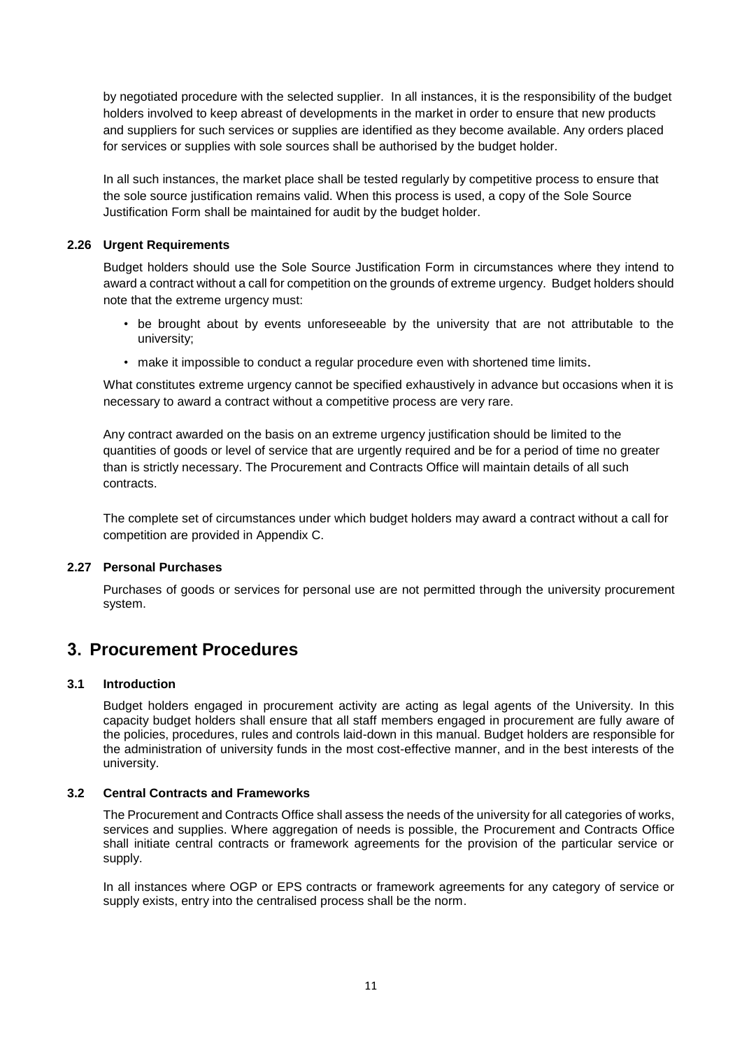by negotiated procedure with the selected supplier. In all instances, it is the responsibility of the budget holders involved to keep abreast of developments in the market in order to ensure that new products and suppliers for such services or supplies are identified as they become available. Any orders placed for services or supplies with sole sources shall be authorised by the budget holder.

In all such instances, the market place shall be tested regularly by competitive process to ensure that the sole source justification remains valid. When this process is used, a copy of the Sole Source Justification Form shall be maintained for audit by the budget holder.

### 2.26 Urgent Requirements

Budget holders should use the Sole Source Justification Form in circumstances where they intend to award a contract without a call for competition on the grounds of extreme urgency. Budget holders should note that the extreme urgency must:

- be brought about by events unforeseeable by the university that are not attributable to the university;
- make it impossible to conduct a regular procedure even with shortened time limits.

What constitutes extreme urgency cannot be specified exhaustively in advance but occasions when it is necessary to award a contract without a competitive process are very rare.

Any contract awarded on the basis on an extreme urgency justification should be limited to the quantities of goods or level of service that are urgently required and be for a period of time no greater than is strictly necessary. The Procurement and Contracts Office will maintain details of all such contracts.

The complete set of circumstances under which budget holders may award a contract without a call for competition are provided in Appendix C.

### 2.27 Personal Purchases

Purchases of goods or services for personal use are not permitted through the university procurement system.

## 3. Procurement Procedures

### 3.1 Introduction

Budget holders engaged in procurement activity are acting as legal agents of the University. In this capacity budget holders shall ensure that all staff members engaged in procurement are fully aware of the policies, procedures, rules and controls laid-down in this manual. Budget holders are responsible for the administration of university funds in the most cost-effective manner, and in the best interests of the university.

### 3.2 Central Contracts and Frameworks

The Procurement and Contracts Office shall assess the needs of the university for all categories of works, services and supplies. Where aggregation of needs is possible, the Procurement and Contracts Office shall initiate central contracts or framework agreements for the provision of the particular service or supply.

In all instances where OGP or EPS contracts or framework agreements for any category of service or supply exists, entry into the centralised process shall be the norm.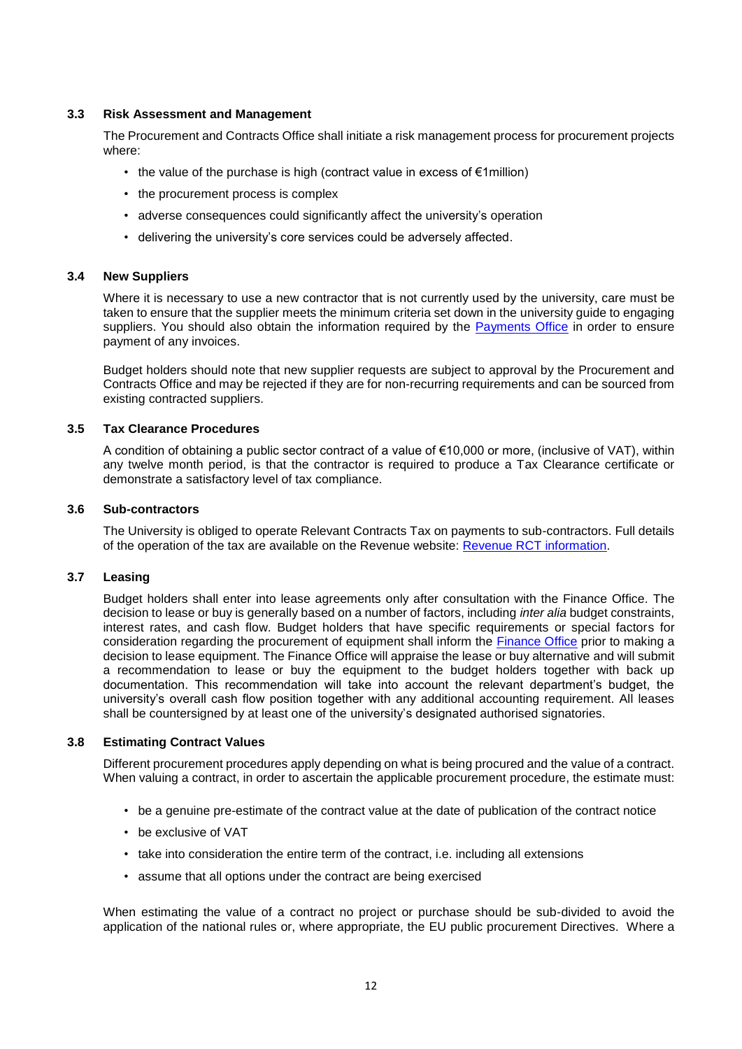### 3.3 Risk Assessment and Management

The Procurement and Contracts Office shall initiate a risk management process for procurement projects where:

- the value of the purchase is high (contract value in excess of €1million)
- the procurement process is complex
- adverse consequences could significantly affect the university's operation
- delivering the university's core services could be adversely affected.

### 3.4 New Suppliers

Where it is necessary to use a new contractor that is not currently used by the university, care must be taken to ensure that the supplier meets the minimum criteria set down in the university guide to engaging suppliers. You should also obtain the information required by the Payments Office in order to ensure payment of any invoices.

Budget holders should note that new supplier requests are subject to approval by the Procurement and Contracts Office and may be rejected if they are for non-recurring requirements and can be sourced from existing contracted suppliers.

### 3.5 Tax Clearance Procedures

A condition of obtaining a public sector contract of a value of €10,000 or more, (inclusive of VAT), within any twelve month period, is that the contractor is required to produce a Tax Clearance certificate or demonstrate a satisfactory level of tax compliance.

### 3.6 Sub-contractors

The University is obliged to operate Relevant Contracts Tax on payments to sub-contractors. Full details of the operation of the tax are available on the Revenue website: Revenue RCT information.

### 3.7 Leasing

Budget holders shall enter into lease agreements only after consultation with the Finance Office. The decision to lease or buy is generally based on a number of factors, including *inter alia* budget constraints, interest rates, and cash flow. Budget holders that have specific requirements or special factors for consideration regarding the procurement of equipment shall inform the Finance Office prior to making a decision to lease equipment. The Finance Office will appraise the lease or buy alternative and will submit a recommendation to lease or buy the equipment to the budget holders together with back up documentation. This recommendation will take into account the relevant department's budget, the university's overall cash flow position together with any additional accounting requirement. All leases shall be countersigned by at least one of the university's designated authorised signatories.

### 3.8 Estimating Contract Values

Different procurement procedures apply depending on what is being procured and the value of a contract. When valuing a contract, in order to ascertain the applicable procurement procedure, the estimate must:

- be a genuine pre-estimate of the contract value at the date of publication of the contract notice
- be exclusive of VAT
- take into consideration the entire term of the contract, i.e. including all extensions
- assume that all options under the contract are being exercised

When estimating the value of a contract no project or purchase should be sub-divided to avoid the application of the national rules or, where appropriate, the EU public procurement Directives. Where a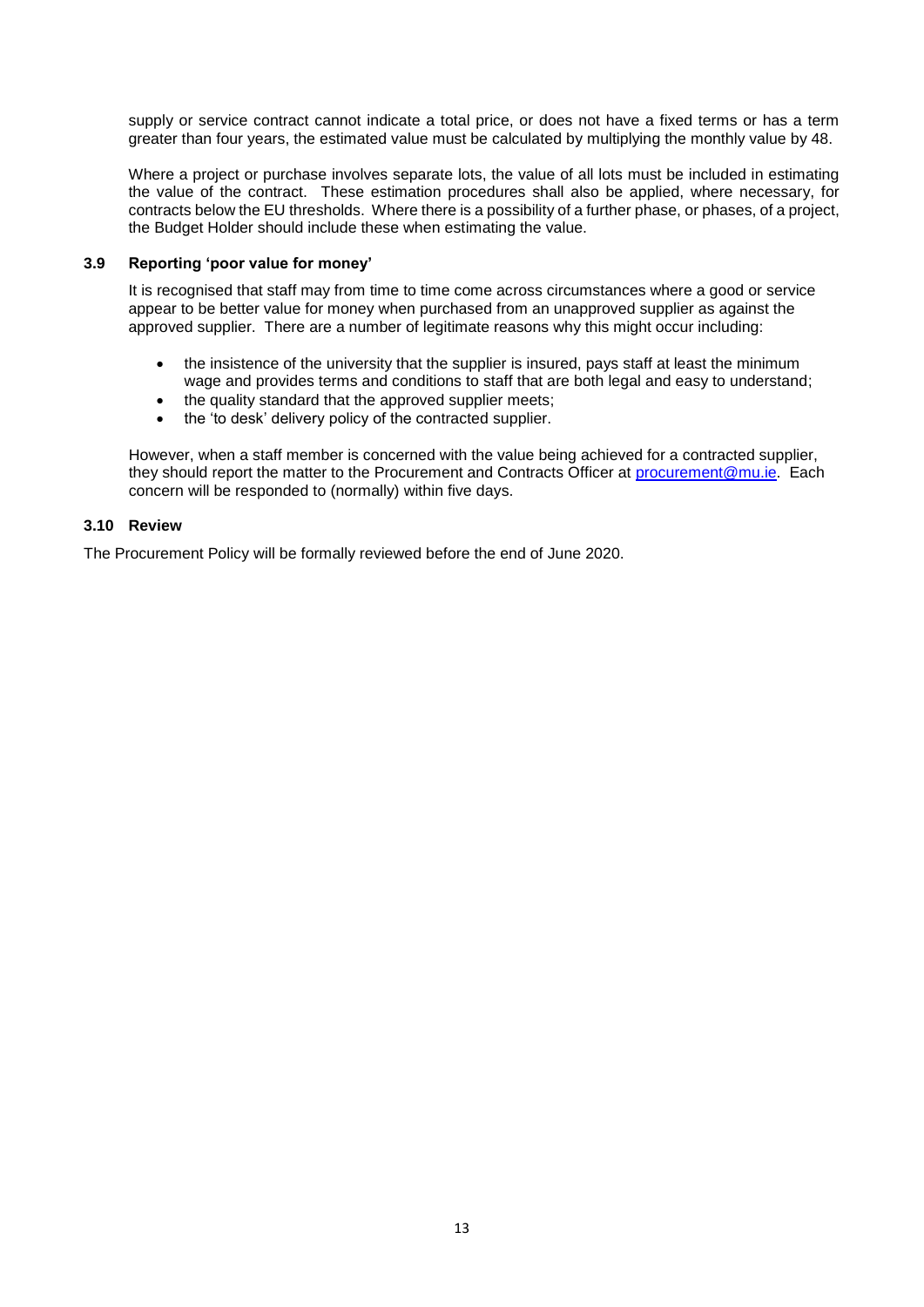supply or service contract cannot indicate a total price, or does not have a fixed terms or has a term greater than four years, the estimated value must be calculated by multiplying the monthly value by 48.

Where a project or purchase involves separate lots, the value of all lots must be included in estimating the value of the contract. These estimation procedures shall also be applied, where necessary, for contracts below the EU thresholds. Where there is a possibility of a further phase, or phases, of a project, the Budget Holder should include these when estimating the value.

### 3.9 Reporting 'poor value for money'

It is recognised that staff may from time to time come across circumstances where a good or service appear to be better value for money when purchased from an unapproved supplier as against the approved supplier. There are a number of legitimate reasons why this might occur including:

- the insistence of the university that the supplier is insured, pays staff at least the minimum wage and provides terms and conditions to staff that are both legal and easy to understand;
- the quality standard that the approved supplier meets;
- the 'to desk' delivery policy of the contracted supplier.

However, when a staff member is concerned with the value being achieved for a contracted supplier, they should report the matter to the Procurement and Contracts Officer at procurement@mu.ie. Each concern will be responded to (normally) within five days.

### 3.10 Review

The Procurement Policy will be formally reviewed before the end of June 2020.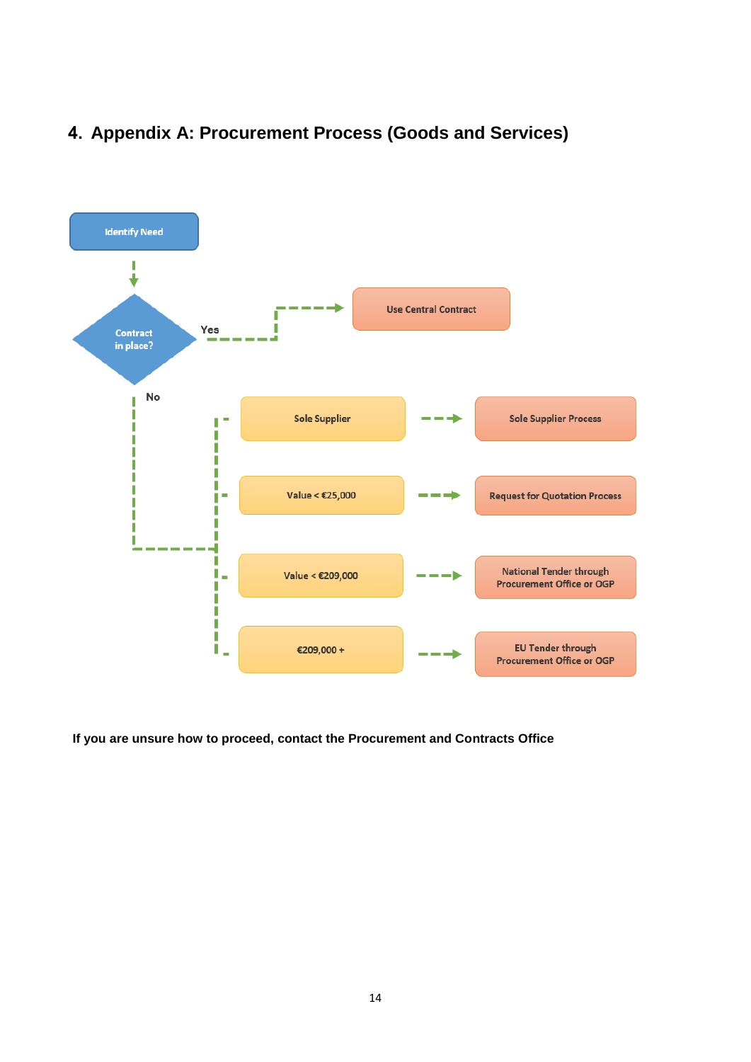# 4. Appendix A: Procurement Process (Goods and Services)

Identify Need

Contract in place?

Yes → Use Central Contract

No:

| Condition | Process |
| --- | --- |
| Sole Supplier | Sole Supplier Process |
| Value < €25,000 | Request for Quotation Process |
| Value < €209,000 | National Tender through Procurement Office or OGP |
| €209,000 + | EU Tender through Procurement Office or OGP |

**If you are unsure how to proceed, contact the Procurement and Contracts Office**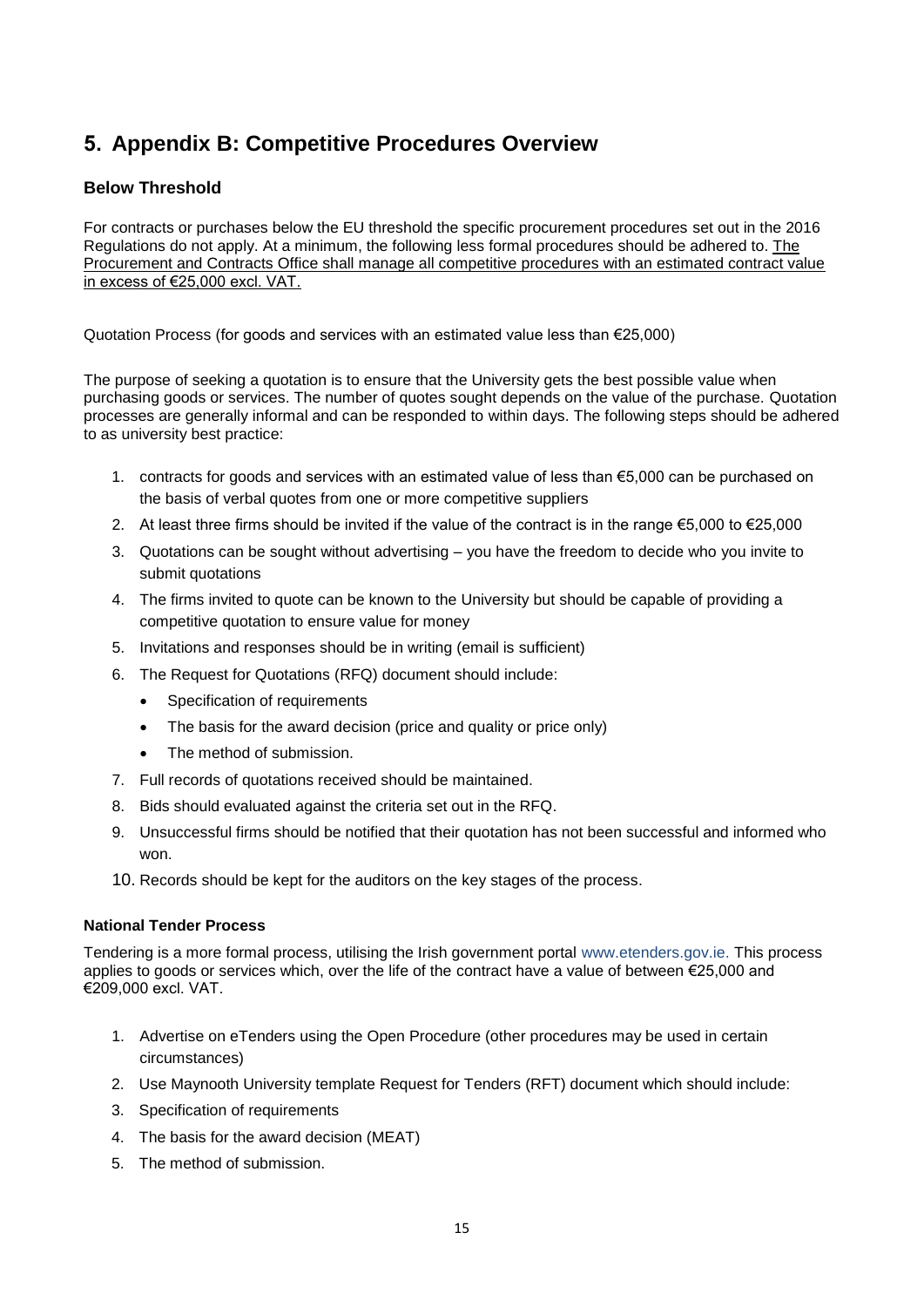## 5. Appendix B: Competitive Procedures Overview

### Below Threshold

For contracts or purchases below the EU threshold the specific procurement procedures set out in the 2016 Regulations do not apply. At a minimum, the following less formal procedures should be adhered to. The Procurement and Contracts Office shall manage all competitive procedures with an estimated contract value in excess of €25,000 excl. VAT.

Quotation Process (for goods and services with an estimated value less than €25,000)

The purpose of seeking a quotation is to ensure that the University gets the best possible value when purchasing goods or services. The number of quotes sought depends on the value of the purchase. Quotation processes are generally informal and can be responded to within days. The following steps should be adhered to as university best practice:

1. contracts for goods and services with an estimated value of less than €5,000 can be purchased on the basis of verbal quotes from one or more competitive suppliers
2. At least three firms should be invited if the value of the contract is in the range €5,000 to €25,000
3. Quotations can be sought without advertising – you have the freedom to decide who you invite to submit quotations
4. The firms invited to quote can be known to the University but should be capable of providing a competitive quotation to ensure value for money
5. Invitations and responses should be in writing (email is sufficient)
6. The Request for Quotations (RFQ) document should include:
   - Specification of requirements
   - The basis for the award decision (price and quality or price only)
   - The method of submission.
7. Full records of quotations received should be maintained.
8. Bids should evaluated against the criteria set out in the RFQ.
9. Unsuccessful firms should be notified that their quotation has not been successful and informed who won.
10. Records should be kept for the auditors on the key stages of the process.

#### National Tender Process

Tendering is a more formal process, utilising the Irish government portal www.etenders.gov.ie. This process applies to goods or services which, over the life of the contract have a value of between €25,000 and €209,000 excl. VAT.

1. Advertise on eTenders using the Open Procedure (other procedures may be used in certain circumstances)
2. Use Maynooth University template Request for Tenders (RFT) document which should include:
3. Specification of requirements
4. The basis for the award decision (MEAT)
5. The method of submission.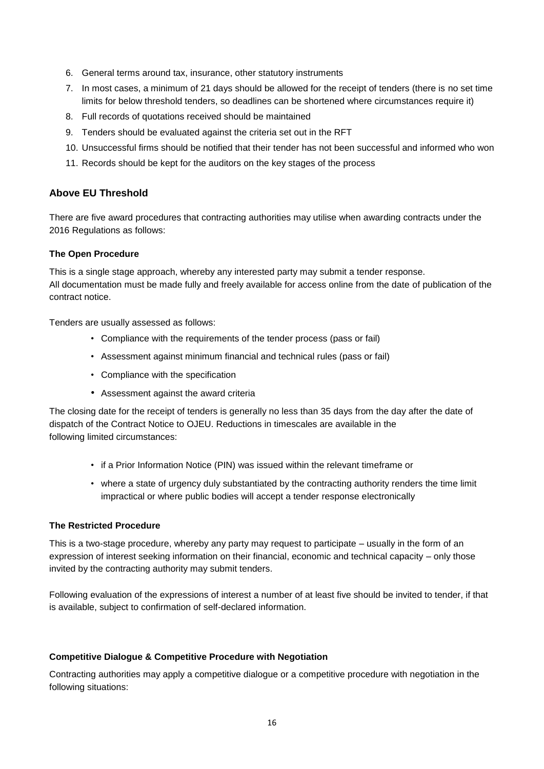6. General terms around tax, insurance, other statutory instruments
7. In most cases, a minimum of 21 days should be allowed for the receipt of tenders (there is no set time limits for below threshold tenders, so deadlines can be shortened where circumstances require it)
8. Full records of quotations received should be maintained
9. Tenders should be evaluated against the criteria set out in the RFT
10. Unsuccessful firms should be notified that their tender has not been successful and informed who won
11. Records should be kept for the auditors on the key stages of the process

## Above EU Threshold

There are five award procedures that contracting authorities may utilise when awarding contracts under the 2016 Regulations as follows:

**The Open Procedure**

This is a single stage approach, whereby any interested party may submit a tender response.
All documentation must be made fully and freely available for access online from the date of publication of the contract notice.

Tenders are usually assessed as follows:

- Compliance with the requirements of the tender process (pass or fail)
- Assessment against minimum financial and technical rules (pass or fail)
- Compliance with the specification
- Assessment against the award criteria

The closing date for the receipt of tenders is generally no less than 35 days from the day after the date of dispatch of the Contract Notice to OJEU. Reductions in timescales are available in the following limited circumstances:

- if a Prior Information Notice (PIN) was issued within the relevant timeframe or
- where a state of urgency duly substantiated by the contracting authority renders the time limit impractical or where public bodies will accept a tender response electronically

**The Restricted Procedure**

This is a two-stage procedure, whereby any party may request to participate – usually in the form of an expression of interest seeking information on their financial, economic and technical capacity – only those invited by the contracting authority may submit tenders.

Following evaluation of the expressions of interest a number of at least five should be invited to tender, if that is available, subject to confirmation of self-declared information.

**Competitive Dialogue & Competitive Procedure with Negotiation**

Contracting authorities may apply a competitive dialogue or a competitive procedure with negotiation in the following situations: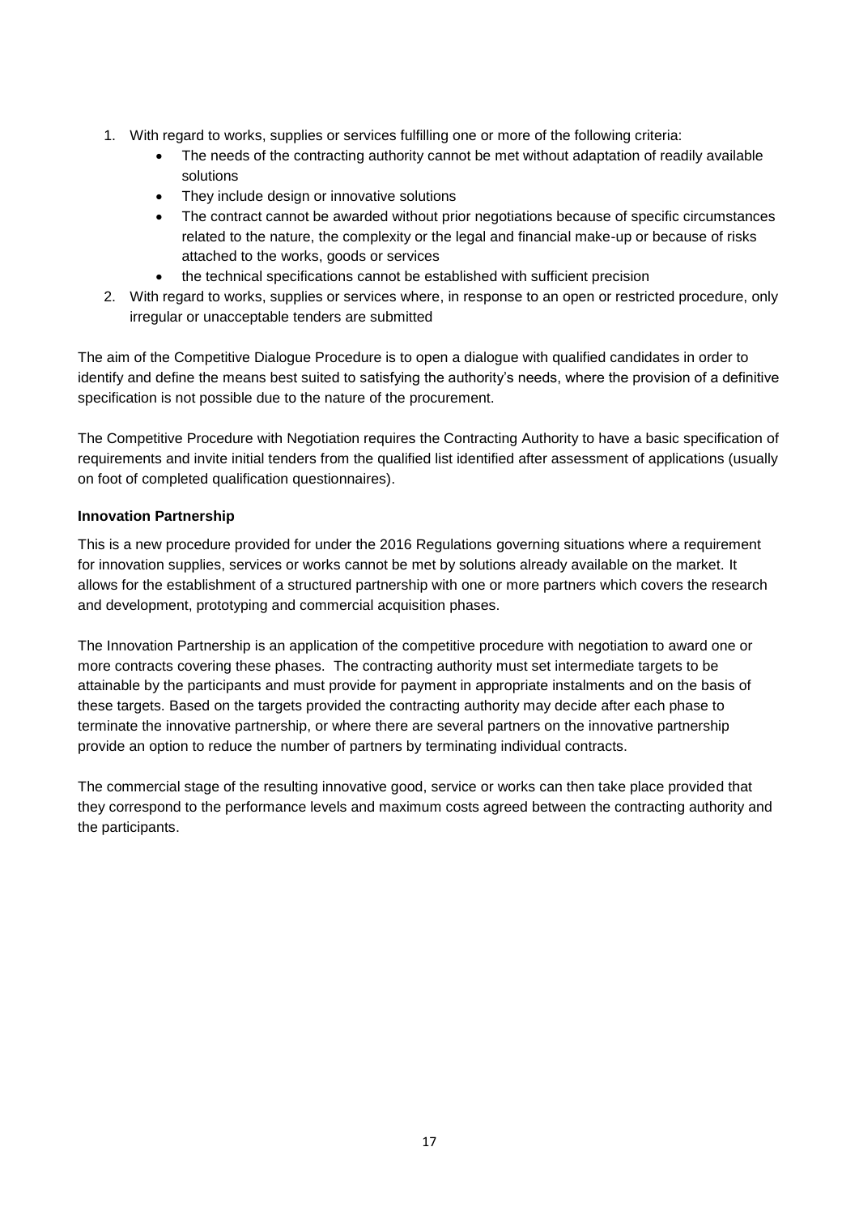1. With regard to works, supplies or services fulfilling one or more of the following criteria:
    - The needs of the contracting authority cannot be met without adaptation of readily available solutions
    - They include design or innovative solutions
    - The contract cannot be awarded without prior negotiations because of specific circumstances related to the nature, the complexity or the legal and financial make-up or because of risks attached to the works, goods or services
    - the technical specifications cannot be established with sufficient precision
2. With regard to works, supplies or services where, in response to an open or restricted procedure, only irregular or unacceptable tenders are submitted

The aim of the Competitive Dialogue Procedure is to open a dialogue with qualified candidates in order to identify and define the means best suited to satisfying the authority's needs, where the provision of a definitive specification is not possible due to the nature of the procurement.

The Competitive Procedure with Negotiation requires the Contracting Authority to have a basic specification of requirements and invite initial tenders from the qualified list identified after assessment of applications (usually on foot of completed qualification questionnaires).

**Innovation Partnership**

This is a new procedure provided for under the 2016 Regulations governing situations where a requirement for innovation supplies, services or works cannot be met by solutions already available on the market. It allows for the establishment of a structured partnership with one or more partners which covers the research and development, prototyping and commercial acquisition phases.

The Innovation Partnership is an application of the competitive procedure with negotiation to award one or more contracts covering these phases. The contracting authority must set intermediate targets to be attainable by the participants and must provide for payment in appropriate instalments and on the basis of these targets. Based on the targets provided the contracting authority may decide after each phase to terminate the innovative partnership, or where there are several partners on the innovative partnership provide an option to reduce the number of partners by terminating individual contracts.

The commercial stage of the resulting innovative good, service or works can then take place provided that they correspond to the performance levels and maximum costs agreed between the contracting authority and the participants.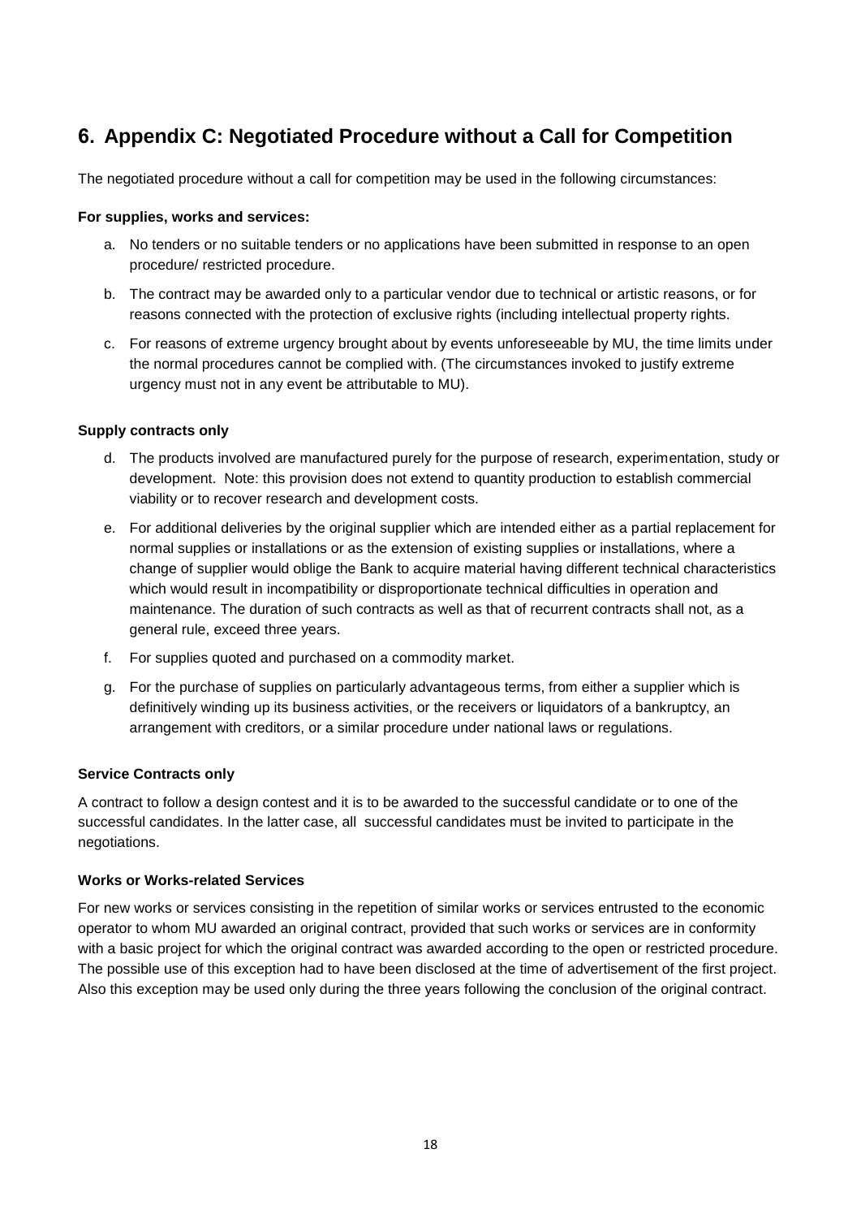## 6. Appendix C: Negotiated Procedure without a Call for Competition

The negotiated procedure without a call for competition may be used in the following circumstances:

**For supplies, works and services:**

a. No tenders or no suitable tenders or no applications have been submitted in response to an open procedure/ restricted procedure.

b. The contract may be awarded only to a particular vendor due to technical or artistic reasons, or for reasons connected with the protection of exclusive rights (including intellectual property rights.

c. For reasons of extreme urgency brought about by events unforeseeable by MU, the time limits under the normal procedures cannot be complied with. (The circumstances invoked to justify extreme urgency must not in any event be attributable to MU).

**Supply contracts only**

d. The products involved are manufactured purely for the purpose of research, experimentation, study or development. Note: this provision does not extend to quantity production to establish commercial viability or to recover research and development costs.

e. For additional deliveries by the original supplier which are intended either as a partial replacement for normal supplies or installations or as the extension of existing supplies or installations, where a change of supplier would oblige the Bank to acquire material having different technical characteristics which would result in incompatibility or disproportionate technical difficulties in operation and maintenance. The duration of such contracts as well as that of recurrent contracts shall not, as a general rule, exceed three years.

f. For supplies quoted and purchased on a commodity market.

g. For the purchase of supplies on particularly advantageous terms, from either a supplier which is definitively winding up its business activities, or the receivers or liquidators of a bankruptcy, an arrangement with creditors, or a similar procedure under national laws or regulations.

**Service Contracts only**

A contract to follow a design contest and it is to be awarded to the successful candidate or to one of the successful candidates. In the latter case, all successful candidates must be invited to participate in the negotiations.

**Works or Works-related Services**

For new works or services consisting in the repetition of similar works or services entrusted to the economic operator to whom MU awarded an original contract, provided that such works or services are in conformity with a basic project for which the original contract was awarded according to the open or restricted procedure. The possible use of this exception had to have been disclosed at the time of advertisement of the first project. Also this exception may be used only during the three years following the conclusion of the original contract.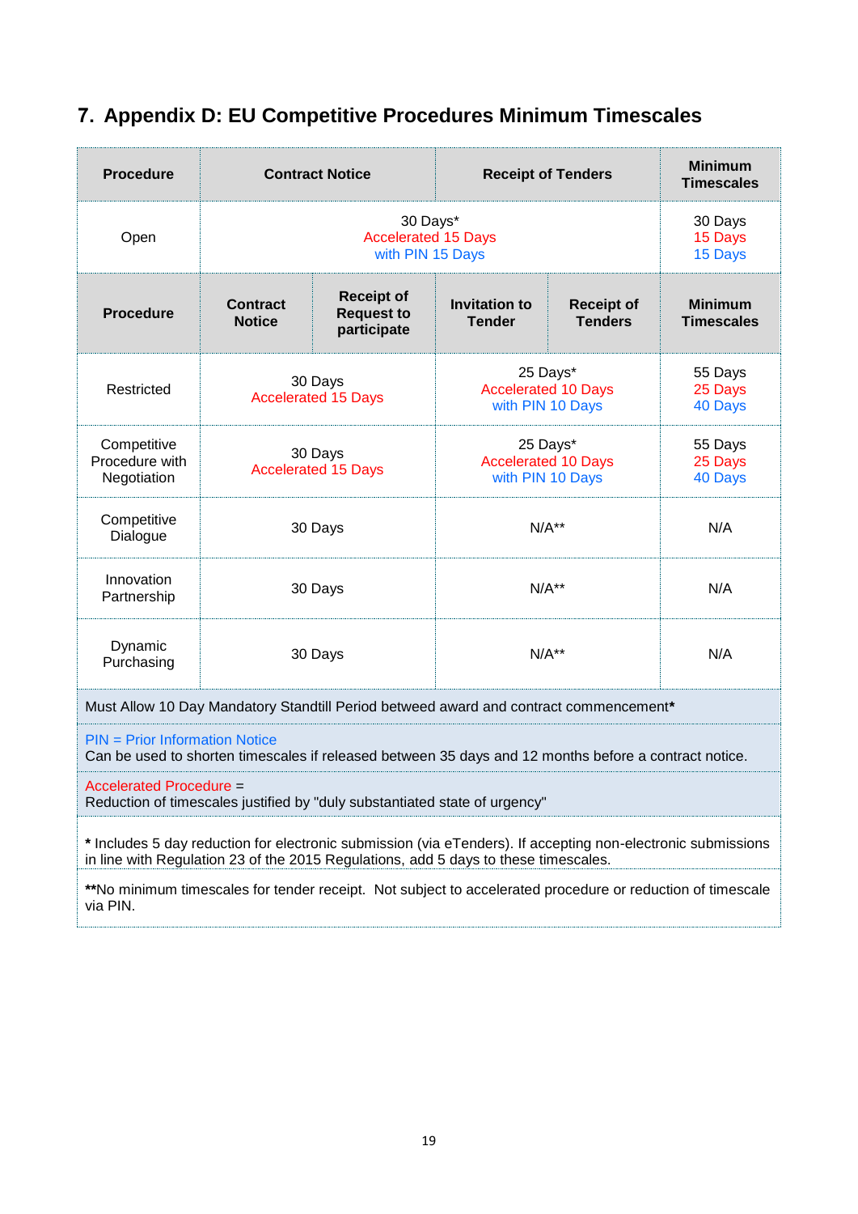## 7. Appendix D: EU Competitive Procedures Minimum Timescales

| Procedure | Contract Notice | | Receipt of Tenders | | Minimum Timescales |
|---|---|---|---|---|---|
| Open | 30 Days*<br>Accelerated 15 Days<br>with PIN 15 Days | | | | 30 Days<br>15 Days<br>15 Days |
| **Procedure** | **Contract Notice** | **Receipt of Request to participate** | **Invitation to Tender** | **Receipt of Tenders** | **Minimum Timescales** |
| Restricted | 30 Days<br>Accelerated 15 Days | | 25 Days*<br>Accelerated 10 Days<br>with PIN 10 Days | | 55 Days<br>25 Days<br>40 Days |
| Competitive Procedure with Negotiation | 30 Days<br>Accelerated 15 Days | | 25 Days*<br>Accelerated 10 Days<br>with PIN 10 Days | | 55 Days<br>25 Days<br>40 Days |
| Competitive Dialogue | 30 Days | | N/A** | | N/A |
| Innovation Partnership | 30 Days | | N/A** | | N/A |
| Dynamic Purchasing | 30 Days | | N/A** | | N/A |

Must Allow 10 Day Mandatory Standtill Period betweed award and contract commencement**\***

PIN = Prior Information Notice
Can be used to shorten timescales if released between 35 days and 12 months before a contract notice.

Accelerated Procedure =
Reduction of timescales justified by "duly substantiated state of urgency"

**\*** Includes 5 day reduction for electronic submission (via eTenders). If accepting non-electronic submissions in line with Regulation 23 of the 2015 Regulations, add 5 days to these timescales.

**\*\***No minimum timescales for tender receipt. Not subject to accelerated procedure or reduction of timescale via PIN.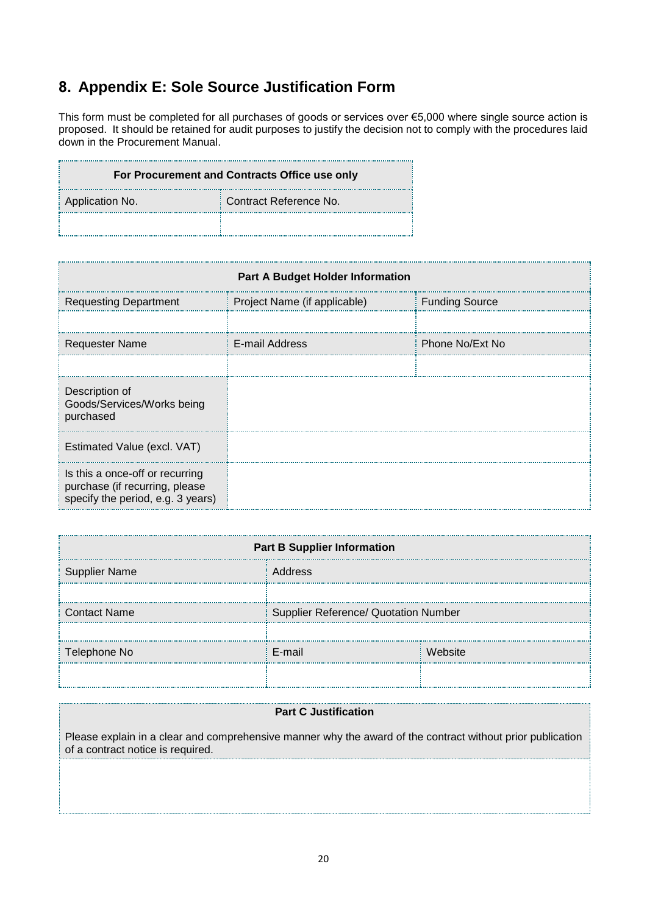## 8. Appendix E: Sole Source Justification Form

This form must be completed for all purchases of goods or services over €5,000 where single source action is proposed. It should be retained for audit purposes to justify the decision not to comply with the procedures laid down in the Procurement Manual.

| **For Procurement and Contracts Office use only** | |
|---|---|
| Application No. | Contract Reference No. |
| | |

| **Part A Budget Holder Information** | | |
|---|---|---|
| Requesting Department | Project Name (if applicable) | Funding Source |
| | | |
| Requester Name | E-mail Address | Phone No/Ext No |
| | | |
| Description of Goods/Services/Works being purchased | | |
| Estimated Value (excl. VAT) | | |
| Is this a once-off or recurring purchase (if recurring, please specify the period, e.g. 3 years) | | |

| **Part B Supplier Information** | | |
|---|---|---|
| Supplier Name | Address | |
| | | |
| Contact Name | Supplier Reference/ Quotation Number | |
| | | |
| Telephone No | E-mail | Website |
| | | |

| **Part C Justification** |
|---|
| Please explain in a clear and comprehensive manner why the award of the contract without prior publication of a contract notice is required. |
| |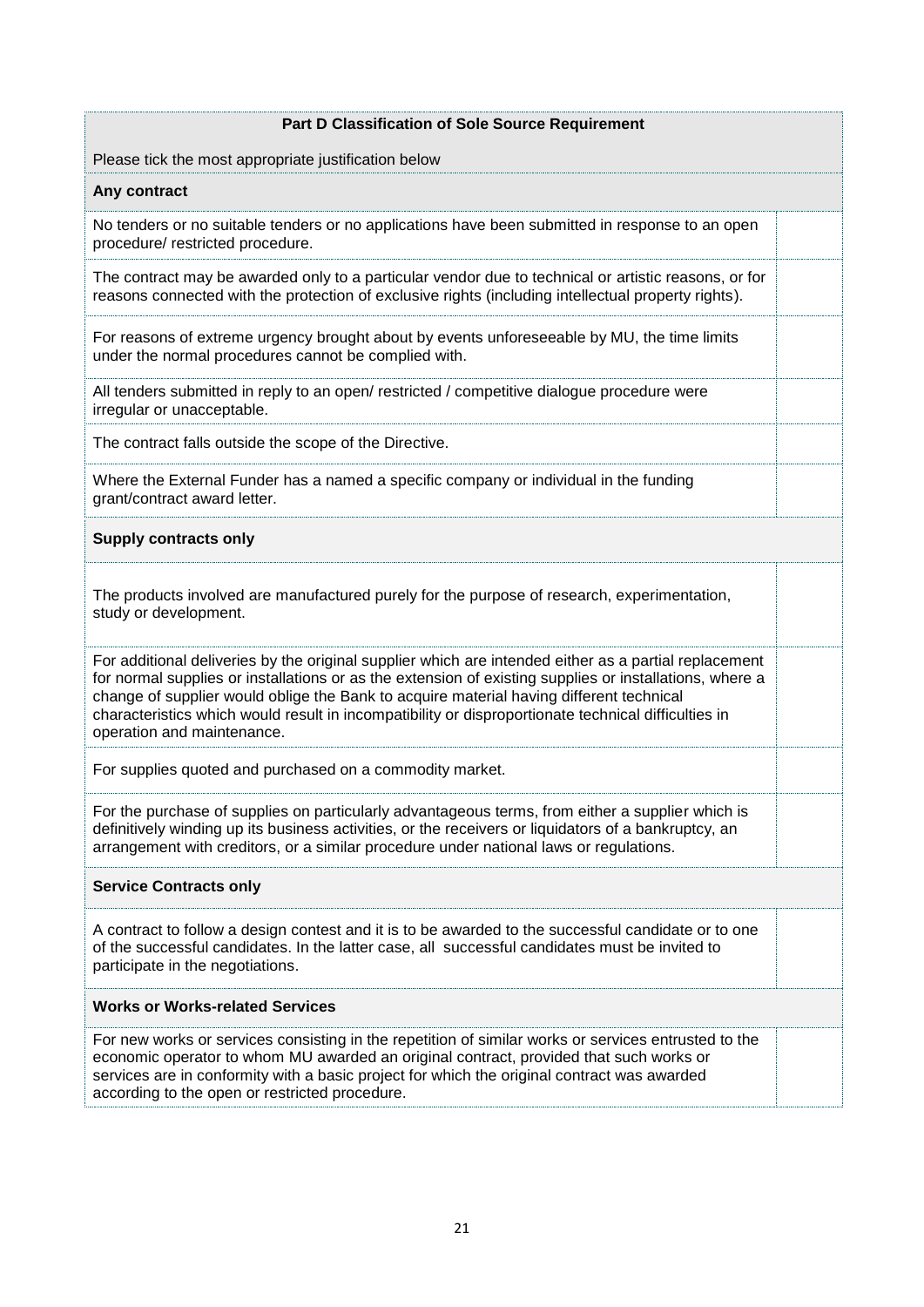| Part D Classification of Sole Source Requirement | |
|---|---|
| Please tick the most appropriate justification below | |
| **Any contract** | |
| No tenders or no suitable tenders or no applications have been submitted in response to an open procedure/ restricted procedure. | |
| The contract may be awarded only to a particular vendor due to technical or artistic reasons, or for reasons connected with the protection of exclusive rights (including intellectual property rights). | |
| For reasons of extreme urgency brought about by events unforeseeable by MU, the time limits under the normal procedures cannot be complied with. | |
| All tenders submitted in reply to an open/ restricted / competitive dialogue procedure were irregular or unacceptable. | |
| The contract falls outside the scope of the Directive. | |
| Where the External Funder has a named a specific company or individual in the funding grant/contract award letter. | |
| **Supply contracts only** | |
| The products involved are manufactured purely for the purpose of research, experimentation, study or development. | |
| For additional deliveries by the original supplier which are intended either as a partial replacement for normal supplies or installations or as the extension of existing supplies or installations, where a change of supplier would oblige the Bank to acquire material having different technical characteristics which would result in incompatibility or disproportionate technical difficulties in operation and maintenance. | |
| For supplies quoted and purchased on a commodity market. | |
| For the purchase of supplies on particularly advantageous terms, from either a supplier which is definitively winding up its business activities, or the receivers or liquidators of a bankruptcy, an arrangement with creditors, or a similar procedure under national laws or regulations. | |
| **Service Contracts only** | |
| A contract to follow a design contest and it is to be awarded to the successful candidate or to one of the successful candidates. In the latter case, all successful candidates must be invited to participate in the negotiations. | |
| **Works or Works-related Services** | |
| For new works or services consisting in the repetition of similar works or services entrusted to the economic operator to whom MU awarded an original contract, provided that such works or services are in conformity with a basic project for which the original contract was awarded according to the open or restricted procedure. | |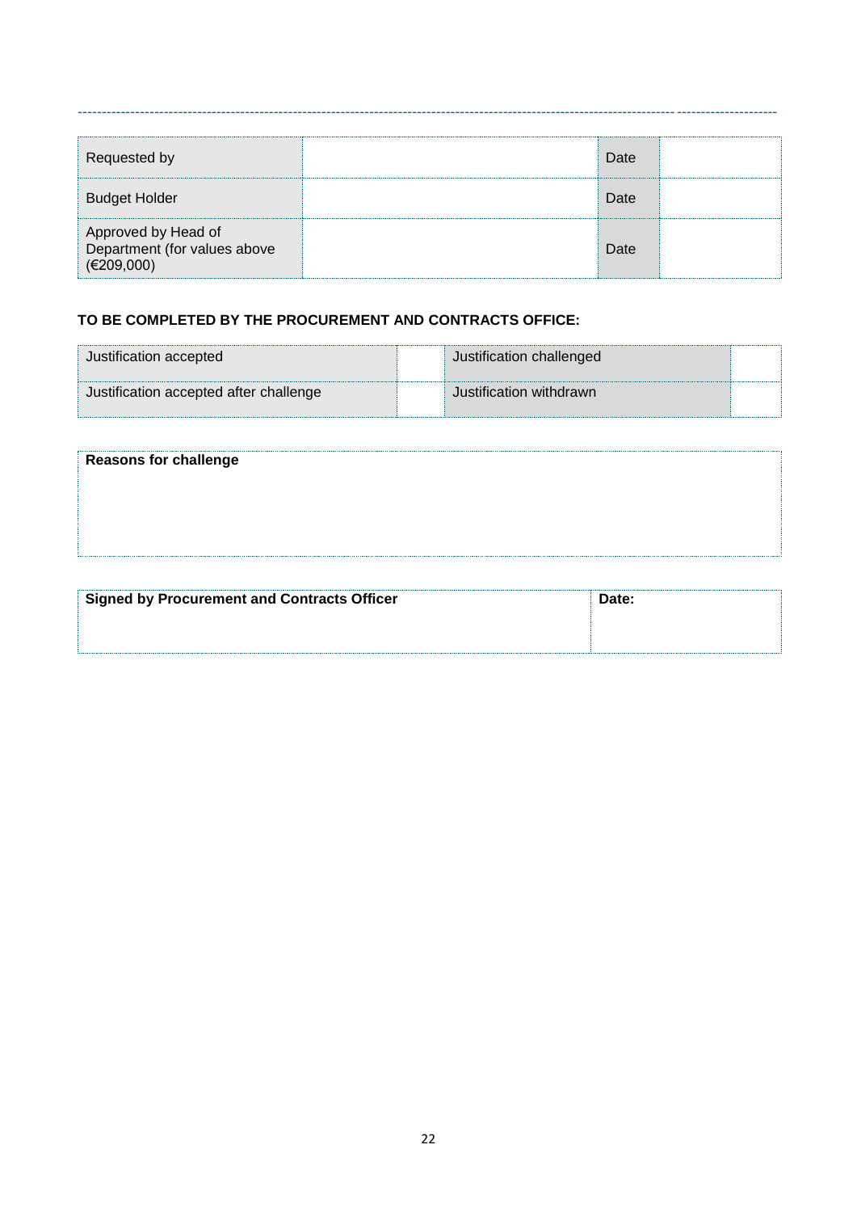---

| Requested by | | Date | |
|---|---|---|---|
| Budget Holder | | Date | |
| Approved by Head of Department (for values above (€209,000) | | Date | |

**TO BE COMPLETED BY THE PROCUREMENT AND CONTRACTS OFFICE:**

| Justification accepted | | Justification challenged | |
|---|---|---|---|
| Justification accepted after challenge | | Justification withdrawn | |

| **Reasons for challenge** |
|---|
| |

| **Signed by Procurement and Contracts Officer** | **Date:** |
|---|---|
| | |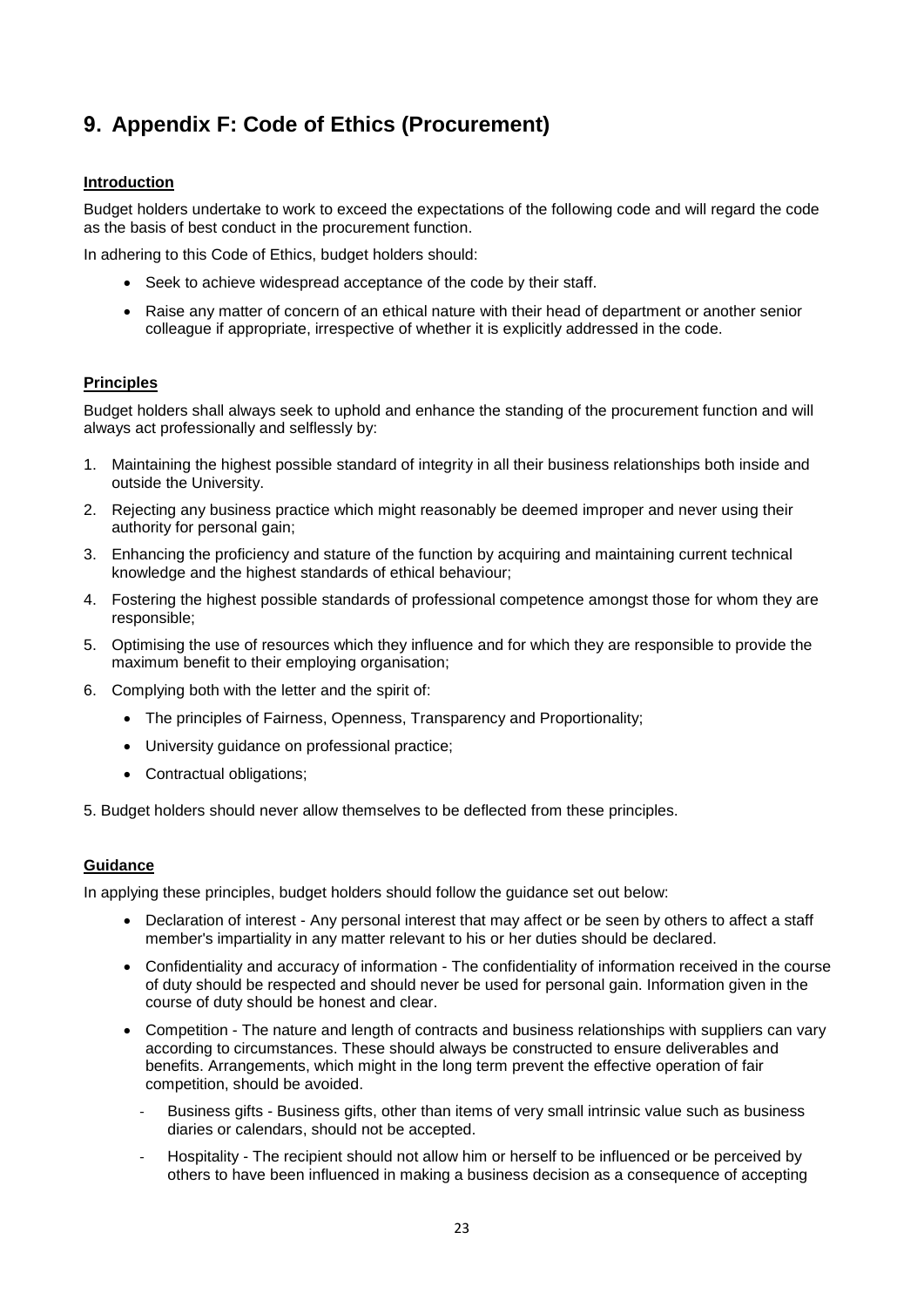# 9. Appendix F: Code of Ethics (Procurement)

**Introduction**

Budget holders undertake to work to exceed the expectations of the following code and will regard the code as the basis of best conduct in the procurement function.

In adhering to this Code of Ethics, budget holders should:

- Seek to achieve widespread acceptance of the code by their staff.
- Raise any matter of concern of an ethical nature with their head of department or another senior colleague if appropriate, irrespective of whether it is explicitly addressed in the code.

**Principles**

Budget holders shall always seek to uphold and enhance the standing of the procurement function and will always act professionally and selflessly by:

1. Maintaining the highest possible standard of integrity in all their business relationships both inside and outside the University.
2. Rejecting any business practice which might reasonably be deemed improper and never using their authority for personal gain;
3. Enhancing the proficiency and stature of the function by acquiring and maintaining current technical knowledge and the highest standards of ethical behaviour;
4. Fostering the highest possible standards of professional competence amongst those for whom they are responsible;
5. Optimising the use of resources which they influence and for which they are responsible to provide the maximum benefit to their employing organisation;
6. Complying both with the letter and the spirit of:
   - The principles of Fairness, Openness, Transparency and Proportionality;
   - University guidance on professional practice;
   - Contractual obligations;

5. Budget holders should never allow themselves to be deflected from these principles.

**Guidance**

In applying these principles, budget holders should follow the guidance set out below:

- Declaration of interest - Any personal interest that may affect or be seen by others to affect a staff member's impartiality in any matter relevant to his or her duties should be declared.
- Confidentiality and accuracy of information - The confidentiality of information received in the course of duty should be respected and should never be used for personal gain. Information given in the course of duty should be honest and clear.
- Competition - The nature and length of contracts and business relationships with suppliers can vary according to circumstances. These should always be constructed to ensure deliverables and benefits. Arrangements, which might in the long term prevent the effective operation of fair competition, should be avoided.
  - Business gifts - Business gifts, other than items of very small intrinsic value such as business diaries or calendars, should not be accepted.
  - Hospitality - The recipient should not allow him or herself to be influenced or be perceived by others to have been influenced in making a business decision as a consequence of accepting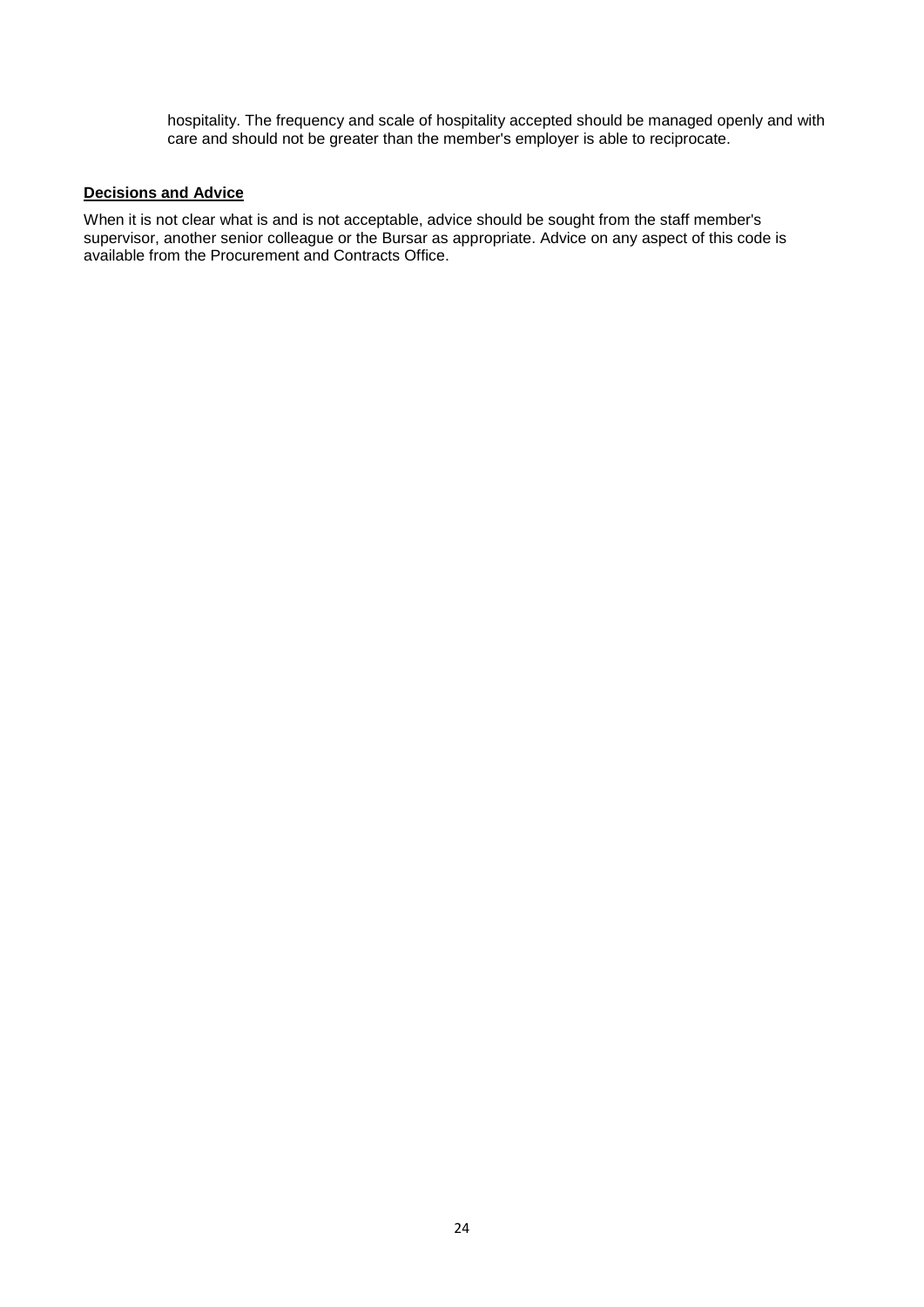hospitality. The frequency and scale of hospitality accepted should be managed openly and with care and should not be greater than the member's employer is able to reciprocate.

**Decisions and Advice**

When it is not clear what is and is not acceptable, advice should be sought from the staff member's supervisor, another senior colleague or the Bursar as appropriate. Advice on any aspect of this code is available from the Procurement and Contracts Office.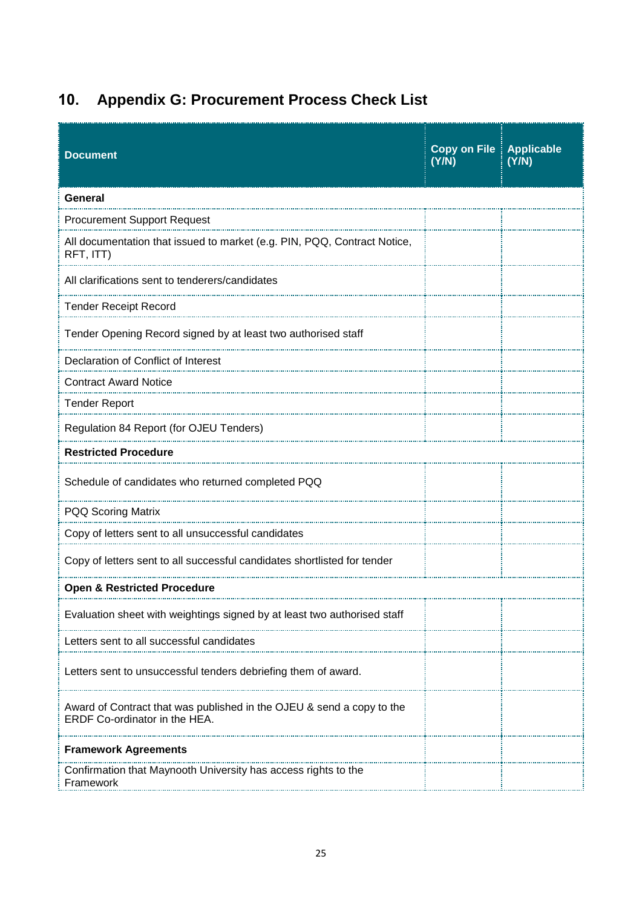## 10. Appendix G: Procurement Process Check List

| Document | Copy on File (Y/N) | Applicable (Y/N) |
|---|---|---|
| **General** | | |
| Procurement Support Request | | |
| All documentation that issued to market (e.g. PIN, PQQ, Contract Notice, RFT, ITT) | | |
| All clarifications sent to tenderers/candidates | | |
| Tender Receipt Record | | |
| Tender Opening Record signed by at least two authorised staff | | |
| Declaration of Conflict of Interest | | |
| Contract Award Notice | | |
| Tender Report | | |
| Regulation 84 Report (for OJEU Tenders) | | |
| **Restricted Procedure** | | |
| Schedule of candidates who returned completed PQQ | | |
| PQQ Scoring Matrix | | |
| Copy of letters sent to all unsuccessful candidates | | |
| Copy of letters sent to all successful candidates shortlisted for tender | | |
| **Open & Restricted Procedure** | | |
| Evaluation sheet with weightings signed by at least two authorised staff | | |
| Letters sent to all successful candidates | | |
| Letters sent to unsuccessful tenders debriefing them of award. | | |
| Award of Contract that was published in the OJEU & send a copy to the ERDF Co-ordinator in the HEA. | | |
| **Framework Agreements** | | |
| Confirmation that Maynooth University has access rights to the Framework | | |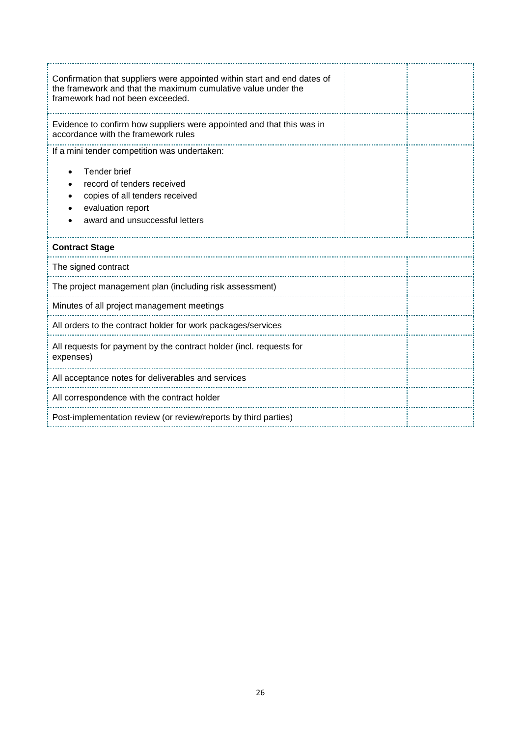| | | |
|---|---|---|
| Confirmation that suppliers were appointed within start and end dates of the framework and that the maximum cumulative value under the framework had not been exceeded. | | |
| Evidence to confirm how suppliers were appointed and that this was in accordance with the framework rules | | |
| If a mini tender competition was undertaken:<br>• Tender brief<br>• record of tenders received<br>• copies of all tenders received<br>• evaluation report<br>• award and unsuccessful letters | | |
| **Contract Stage** | | |
| The signed contract | | |
| The project management plan (including risk assessment) | | |
| Minutes of all project management meetings | | |
| All orders to the contract holder for work packages/services | | |
| All requests for payment by the contract holder (incl. requests for expenses) | | |
| All acceptance notes for deliverables and services | | |
| All correspondence with the contract holder | | |
| Post-implementation review (or review/reports by third parties) | | |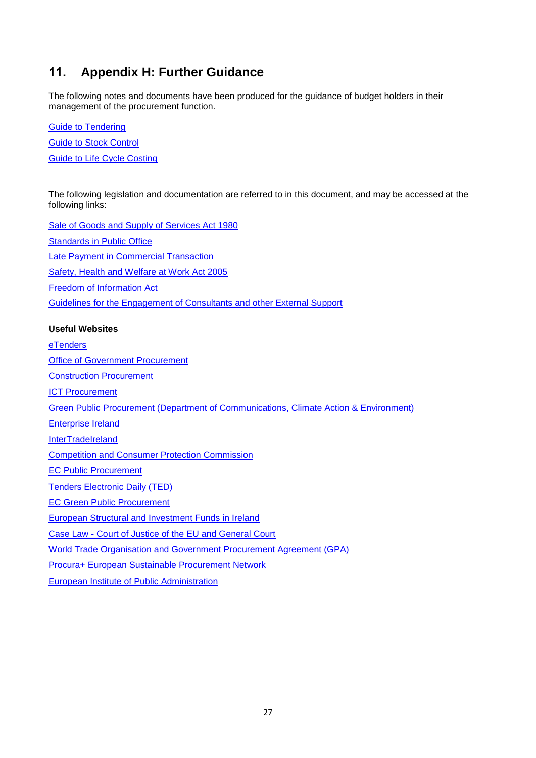## 11. Appendix H: Further Guidance

The following notes and documents have been produced for the guidance of budget holders in their management of the procurement function.

Guide to Tendering

Guide to Stock Control

Guide to Life Cycle Costing

The following legislation and documentation are referred to in this document, and may be accessed at the following links:

Sale of Goods and Supply of Services Act 1980

Standards in Public Office

Late Payment in Commercial Transaction

Safety, Health and Welfare at Work Act 2005

Freedom of Information Act

Guidelines for the Engagement of Consultants and other External Support

**Useful Websites**

eTenders

Office of Government Procurement

Construction Procurement

ICT Procurement

Green Public Procurement (Department of Communications, Climate Action & Environment)

Enterprise Ireland

InterTradeIreland

Competition and Consumer Protection Commission

EC Public Procurement

Tenders Electronic Daily (TED)

EC Green Public Procurement

European Structural and Investment Funds in Ireland

Case Law - Court of Justice of the EU and General Court

World Trade Organisation and Government Procurement Agreement (GPA)

Procura+ European Sustainable Procurement Network

European Institute of Public Administration